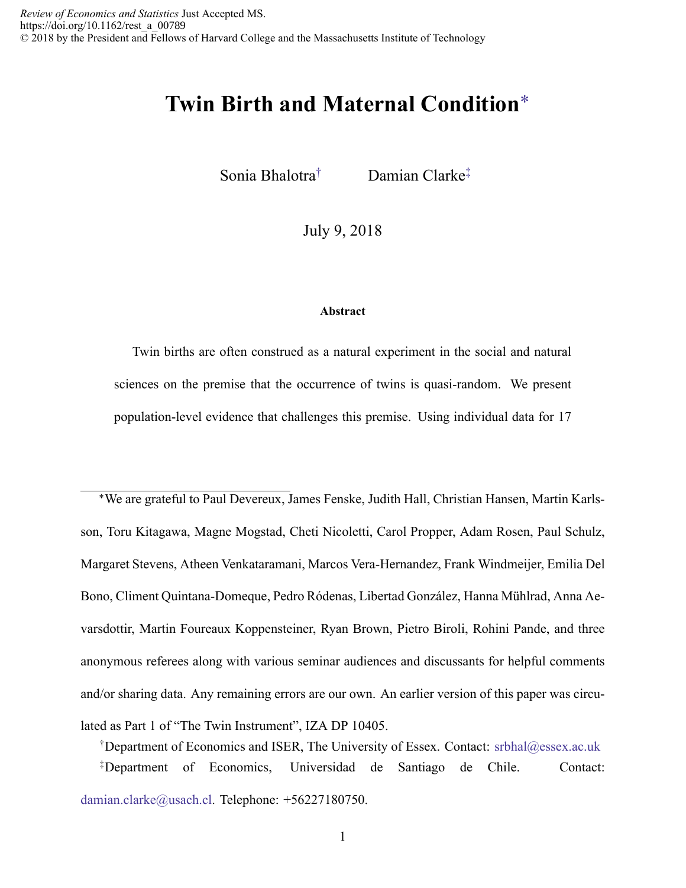# Twin Birth and Maternal Condition*

Sonia Bhalotra† Damian Clarke‡

July 9, 2018

### Abstract

Twin births are often construed as a natural experiment in the social and natural sciences on the premise that the occurrence of twins is quasi-random. We present population-level evidence that challenges this premise. Using individual data for 17

---

*We are grateful to Paul Devereux, James Fenske, Judith Hall, Christian Hansen, Martin Karlsson, Toru Kitagawa, Magne Mogstad, Cheti Nicoletti, Carol Propper, Adam Rosen, Paul Schulz, Margaret Stevens, Atheen Venkataramani, Marcos Vera-Hernandez, Frank Windmeijer, Emilia Del Bono, Climent Quintana-Domeque, Pedro Ródenas, Libertad González, Hanna Mühlrad, Anna Aevarsdottir, Martin Foureaux Koppensteiner, Ryan Brown, Pietro Biroli, Rohini Pande, and three anonymous referees along with various seminar audiences and discussants for helpful comments and/or sharing data. Any remaining errors are our own. An earlier version of this paper was circulated as Part 1 of "The Twin Instrument", IZA DP 10405.

†Department of Economics and ISER, The University of Essex. Contact: srbhal@essex.ac.uk

‡Department of Economics, Universidad de Santiago de Chile. Contact: damian.clarke@usach.cl. Telephone: +56227180750.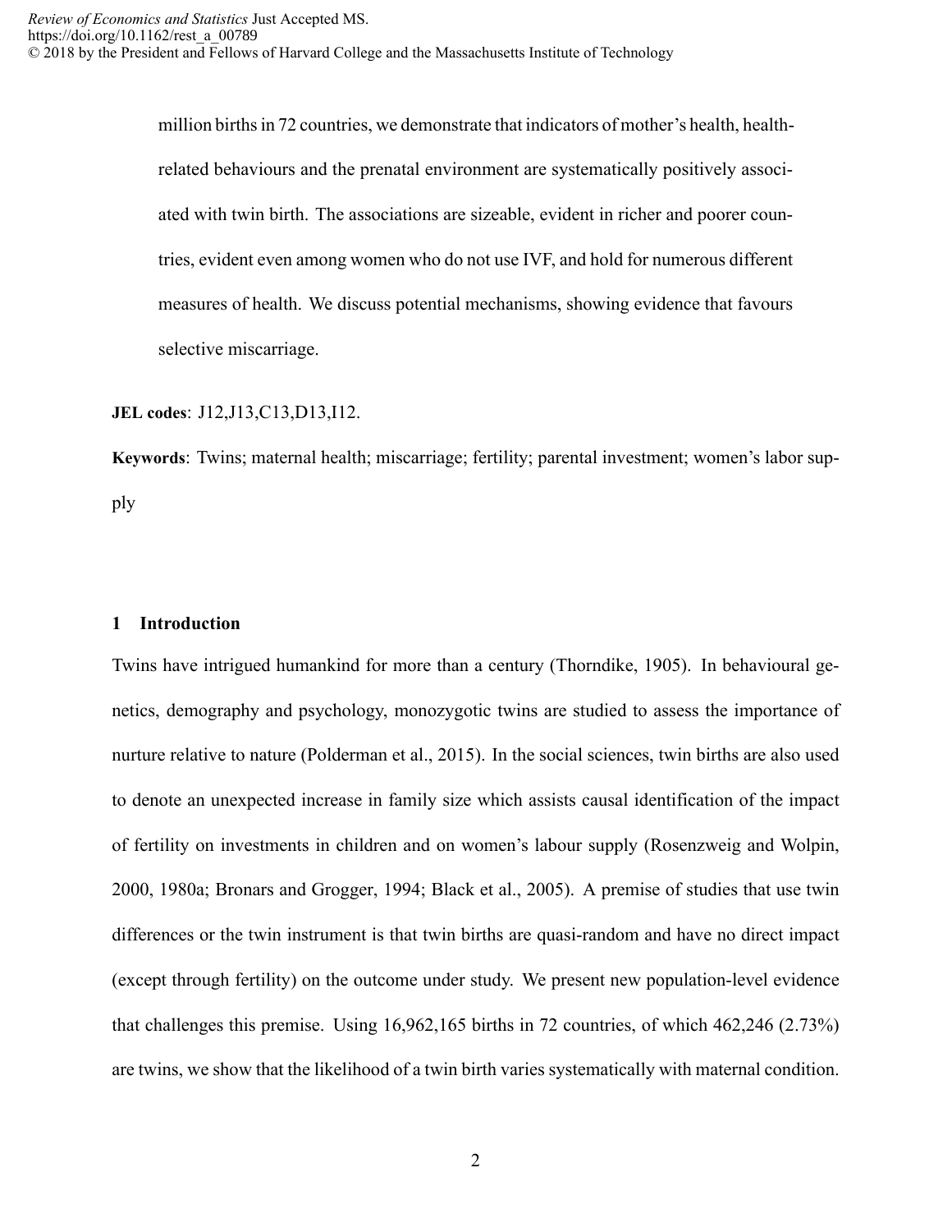million births in 72 countries, we demonstrate that indicators of mother's health, health-related behaviours and the prenatal environment are systematically positively associated with twin birth. The associations are sizeable, evident in richer and poorer countries, evident even among women who do not use IVF, and hold for numerous different measures of health. We discuss potential mechanisms, showing evidence that favours selective miscarriage.

**JEL codes**: J12,J13,C13,D13,I12.

**Keywords**: Twins; maternal health; miscarriage; fertility; parental investment; women's labor supply

## 1 Introduction

Twins have intrigued humankind for more than a century (Thorndike, 1905). In behavioural genetics, demography and psychology, monozygotic twins are studied to assess the importance of nurture relative to nature (Polderman et al., 2015). In the social sciences, twin births are also used to denote an unexpected increase in family size which assists causal identification of the impact of fertility on investments in children and on women's labour supply (Rosenzweig and Wolpin, 2000, 1980a; Bronars and Grogger, 1994; Black et al., 2005). A premise of studies that use twin differences or the twin instrument is that twin births are quasi-random and have no direct impact (except through fertility) on the outcome under study. We present new population-level evidence that challenges this premise. Using 16,962,165 births in 72 countries, of which 462,246 (2.73%) are twins, we show that the likelihood of a twin birth varies systematically with maternal condition.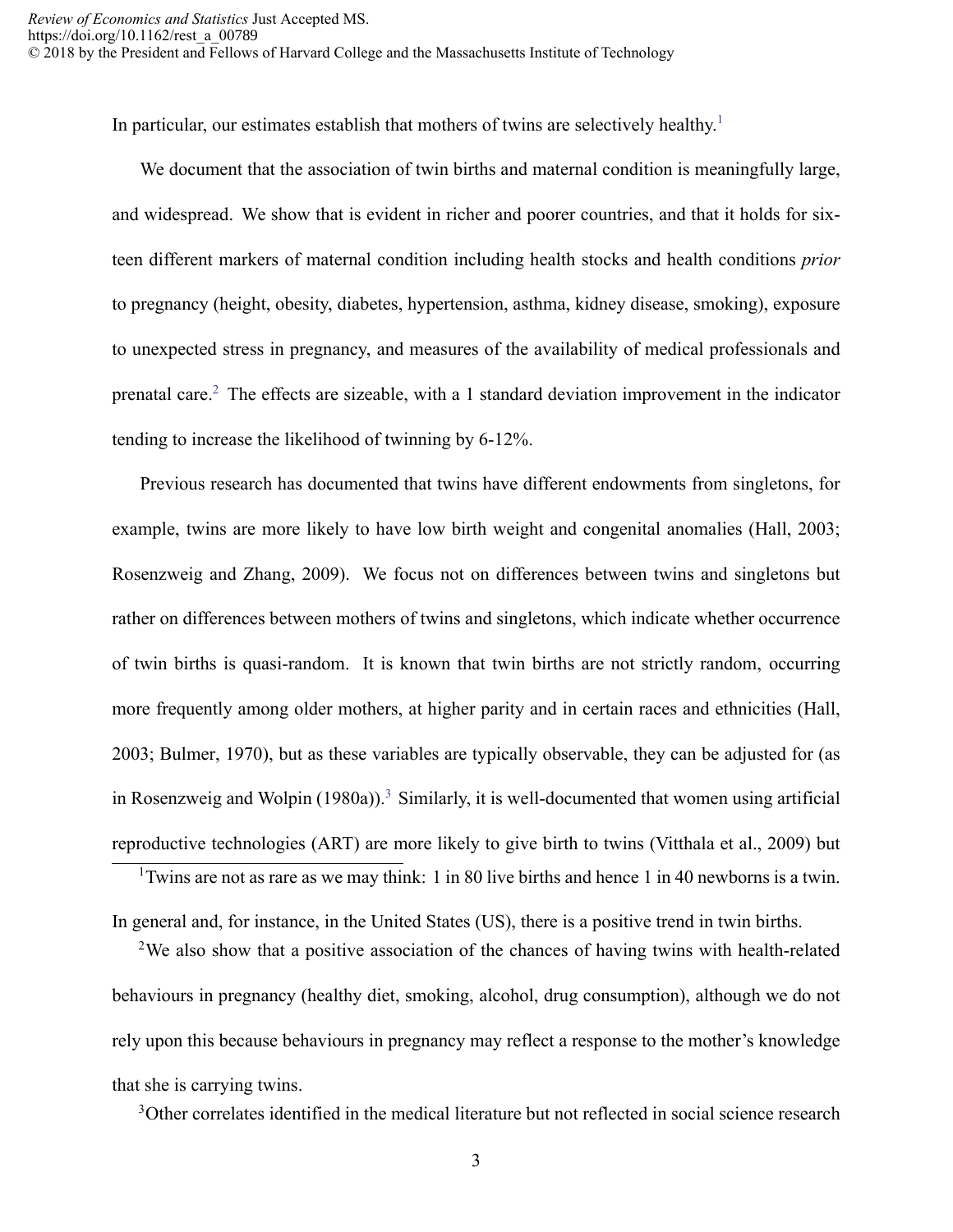In particular, our estimates establish that mothers of twins are selectively healthy.[1]

We document that the association of twin births and maternal condition is meaningfully large, and widespread. We show that is evident in richer and poorer countries, and that it holds for sixteen different markers of maternal condition including health stocks and health conditions *prior* to pregnancy (height, obesity, diabetes, hypertension, asthma, kidney disease, smoking), exposure to unexpected stress in pregnancy, and measures of the availability of medical professionals and prenatal care.[2] The effects are sizeable, with a 1 standard deviation improvement in the indicator tending to increase the likelihood of twinning by 6-12%.

Previous research has documented that twins have different endowments from singletons, for example, twins are more likely to have low birth weight and congenital anomalies (Hall, 2003; Rosenzweig and Zhang, 2009). We focus not on differences between twins and singletons but rather on differences between mothers of twins and singletons, which indicate whether occurrence of twin births is quasi-random. It is known that twin births are not strictly random, occurring more frequently among older mothers, at higher parity and in certain races and ethnicities (Hall, 2003; Bulmer, 1970), but as these variables are typically observable, they can be adjusted for (as in Rosenzweig and Wolpin (1980a)).[3] Similarly, it is well-documented that women using artificial reproductive technologies (ART) are more likely to give birth to twins (Vitthala et al., 2009) but

[1] Twins are not as rare as we may think: 1 in 80 live births and hence 1 in 40 newborns is a twin. In general and, for instance, in the United States (US), there is a positive trend in twin births.

[2] We also show that a positive association of the chances of having twins with health-related behaviours in pregnancy (healthy diet, smoking, alcohol, drug consumption), although we do not rely upon this because behaviours in pregnancy may reflect a response to the mother's knowledge that she is carrying twins.

[3] Other correlates identified in the medical literature but not reflected in social science research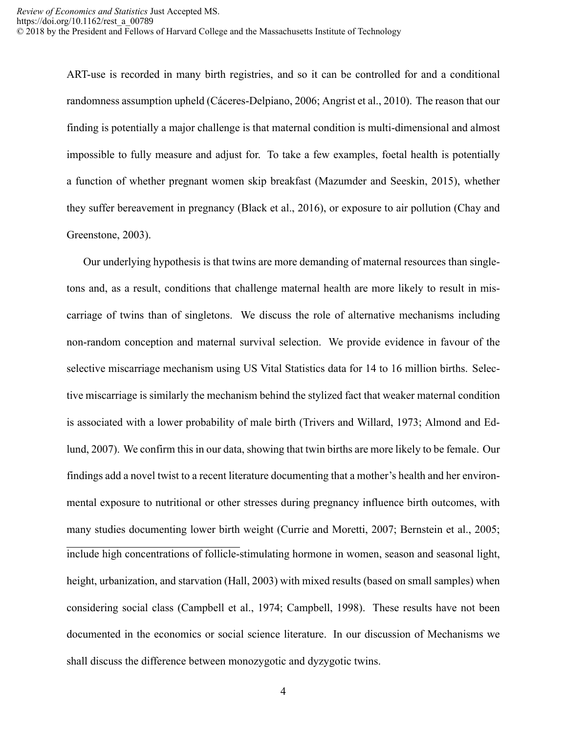ART-use is recorded in many birth registries, and so it can be controlled for and a conditional randomness assumption upheld (Cáceres-Delpiano, 2006; Angrist et al., 2010). The reason that our finding is potentially a major challenge is that maternal condition is multi-dimensional and almost impossible to fully measure and adjust for. To take a few examples, foetal health is potentially a function of whether pregnant women skip breakfast (Mazumder and Seeskin, 2015), whether they suffer bereavement in pregnancy (Black et al., 2016), or exposure to air pollution (Chay and Greenstone, 2003).

Our underlying hypothesis is that twins are more demanding of maternal resources than singletons and, as a result, conditions that challenge maternal health are more likely to result in miscarriage of twins than of singletons. We discuss the role of alternative mechanisms including non-random conception and maternal survival selection. We provide evidence in favour of the selective miscarriage mechanism using US Vital Statistics data for 14 to 16 million births. Selective miscarriage is similarly the mechanism behind the stylized fact that weaker maternal condition is associated with a lower probability of male birth (Trivers and Willard, 1973; Almond and Edlund, 2007). We confirm this in our data, showing that twin births are more likely to be female. Our findings add a novel twist to a recent literature documenting that a mother's health and her environmental exposure to nutritional or other stresses during pregnancy influence birth outcomes, with many studies documenting lower birth weight (Currie and Moretti, 2007; Bernstein et al., 2005;

---

include high concentrations of follicle-stimulating hormone in women, season and seasonal light, height, urbanization, and starvation (Hall, 2003) with mixed results (based on small samples) when considering social class (Campbell et al., 1974; Campbell, 1998). These results have not been documented in the economics or social science literature. In our discussion of Mechanisms we shall discuss the difference between monozygotic and dyzygotic twins.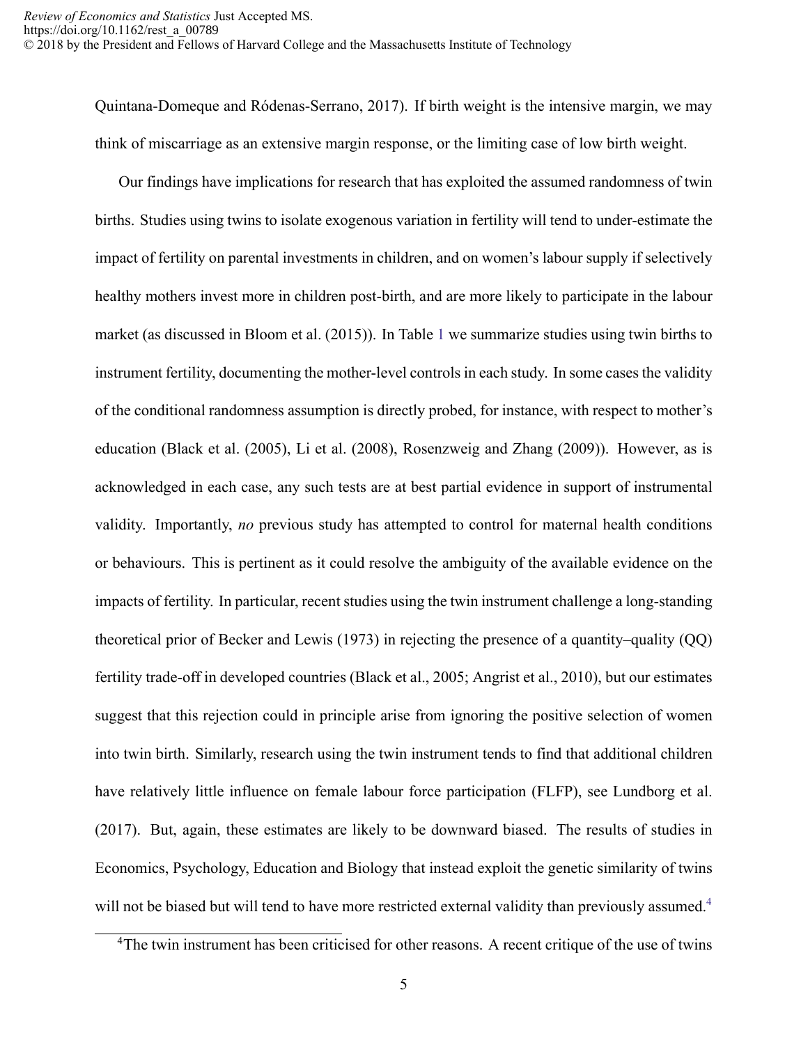Quintana-Domeque and Ródenas-Serrano, 2017). If birth weight is the intensive margin, we may think of miscarriage as an extensive margin response, or the limiting case of low birth weight.

Our findings have implications for research that has exploited the assumed randomness of twin births. Studies using twins to isolate exogenous variation in fertility will tend to under-estimate the impact of fertility on parental investments in children, and on women's labour supply if selectively healthy mothers invest more in children post-birth, and are more likely to participate in the labour market (as discussed in Bloom et al. (2015)). In Table 1 we summarize studies using twin births to instrument fertility, documenting the mother-level controls in each study. In some cases the validity of the conditional randomness assumption is directly probed, for instance, with respect to mother's education (Black et al. (2005), Li et al. (2008), Rosenzweig and Zhang (2009)). However, as is acknowledged in each case, any such tests are at best partial evidence in support of instrumental validity. Importantly, *no* previous study has attempted to control for maternal health conditions or behaviours. This is pertinent as it could resolve the ambiguity of the available evidence on the impacts of fertility. In particular, recent studies using the twin instrument challenge a long-standing theoretical prior of Becker and Lewis (1973) in rejecting the presence of a quantity–quality (QQ) fertility trade-off in developed countries (Black et al., 2005; Angrist et al., 2010), but our estimates suggest that this rejection could in principle arise from ignoring the positive selection of women into twin birth. Similarly, research using the twin instrument tends to find that additional children have relatively little influence on female labour force participation (FLFP), see Lundborg et al. (2017). But, again, these estimates are likely to be downward biased. The results of studies in Economics, Psychology, Education and Biology that instead exploit the genetic similarity of twins will not be biased but will tend to have more restricted external validity than previously assumed.[4]

[4]The twin instrument has been criticised for other reasons. A recent critique of the use of twins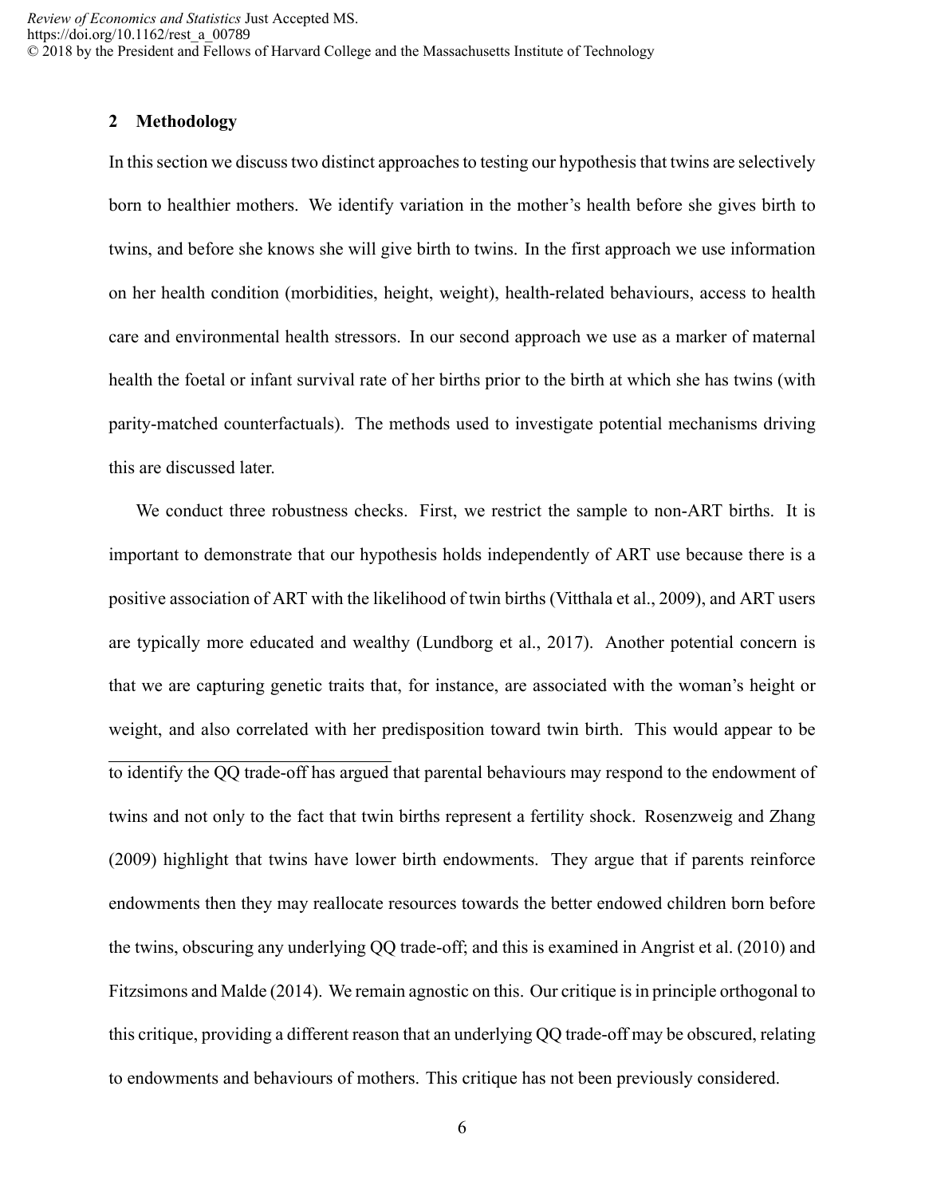## 2 Methodology

In this section we discuss two distinct approaches to testing our hypothesis that twins are selectively born to healthier mothers. We identify variation in the mother's health before she gives birth to twins, and before she knows she will give birth to twins. In the first approach we use information on her health condition (morbidities, height, weight), health-related behaviours, access to health care and environmental health stressors. In our second approach we use as a marker of maternal health the foetal or infant survival rate of her births prior to the birth at which she has twins (with parity-matched counterfactuals). The methods used to investigate potential mechanisms driving this are discussed later.

We conduct three robustness checks. First, we restrict the sample to non-ART births. It is important to demonstrate that our hypothesis holds independently of ART use because there is a positive association of ART with the likelihood of twin births (Vitthala et al., 2009), and ART users are typically more educated and wealthy (Lundborg et al., 2017). Another potential concern is that we are capturing genetic traits that, for instance, are associated with the woman's height or weight, and also correlated with her predisposition toward twin birth. This would appear to be

---

to identify the QQ trade-off has argued that parental behaviours may respond to the endowment of twins and not only to the fact that twin births represent a fertility shock. Rosenzweig and Zhang (2009) highlight that twins have lower birth endowments. They argue that if parents reinforce endowments then they may reallocate resources towards the better endowed children born before the twins, obscuring any underlying QQ trade-off; and this is examined in Angrist et al. (2010) and Fitzsimons and Malde (2014). We remain agnostic on this. Our critique is in principle orthogonal to this critique, providing a different reason that an underlying QQ trade-off may be obscured, relating to endowments and behaviours of mothers. This critique has not been previously considered.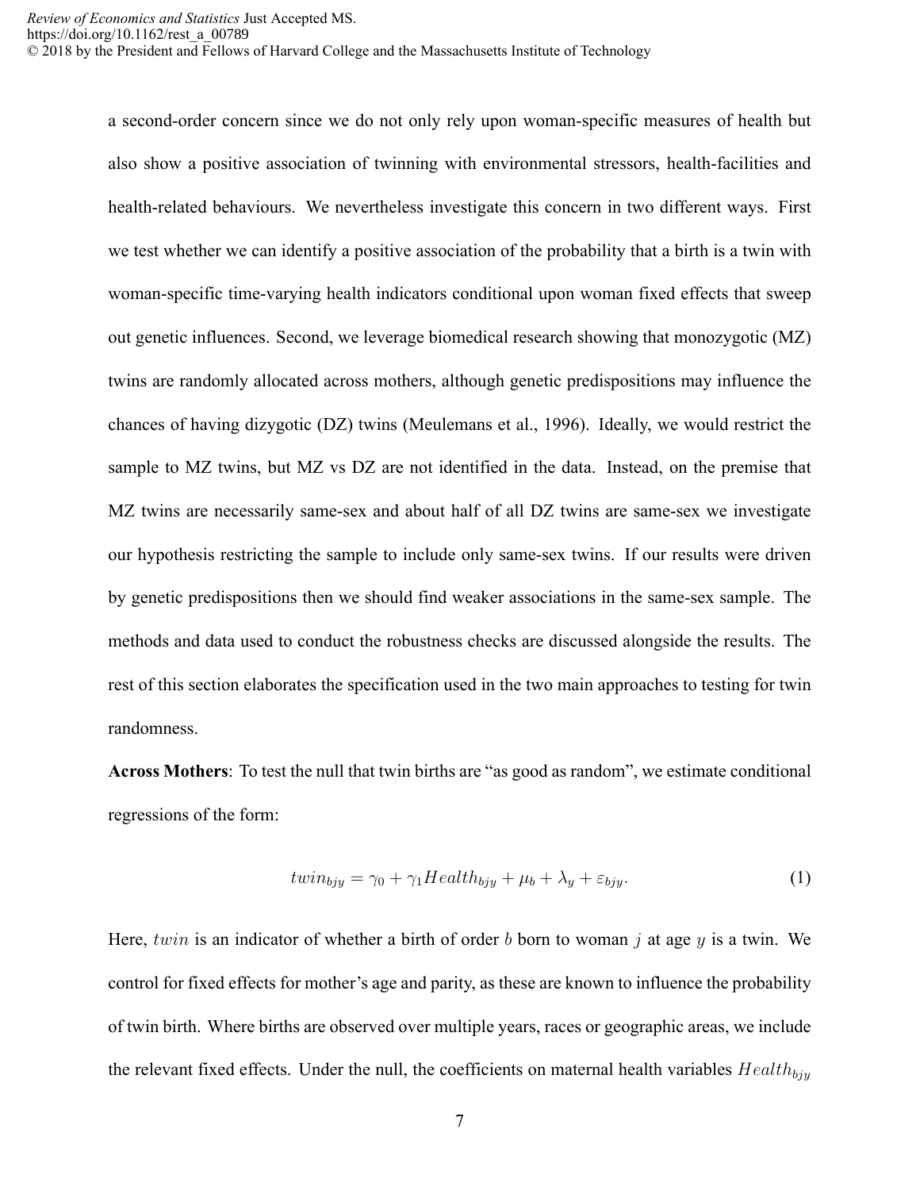a second-order concern since we do not only rely upon woman-specific measures of health but also show a positive association of twinning with environmental stressors, health-facilities and health-related behaviours. We nevertheless investigate this concern in two different ways. First we test whether we can identify a positive association of the probability that a birth is a twin with woman-specific time-varying health indicators conditional upon woman fixed effects that sweep out genetic influences. Second, we leverage biomedical research showing that monozygotic (MZ) twins are randomly allocated across mothers, although genetic predispositions may influence the chances of having dizygotic (DZ) twins (Meulemans et al., 1996). Ideally, we would restrict the sample to MZ twins, but MZ vs DZ are not identified in the data. Instead, on the premise that MZ twins are necessarily same-sex and about half of all DZ twins are same-sex we investigate our hypothesis restricting the sample to include only same-sex twins. If our results were driven by genetic predispositions then we should find weaker associations in the same-sex sample. The methods and data used to conduct the robustness checks are discussed alongside the results. The rest of this section elaborates the specification used in the two main approaches to testing for twin randomness.

**Across Mothers**: To test the null that twin births are "as good as random", we estimate conditional regressions of the form:

$$twin_{bjy} = \gamma_0 + \gamma_1 Health_{bjy} + \mu_b + \lambda_y + \varepsilon_{bjy}. \tag{1}$$

Here, $twin$ is an indicator of whether a birth of order $b$ born to woman $j$ at age $y$ is a twin. We control for fixed effects for mother's age and parity, as these are known to influence the probability of twin birth. Where births are observed over multiple years, races or geographic areas, we include the relevant fixed effects. Under the null, the coefficients on maternal health variables $Health_{bjy}$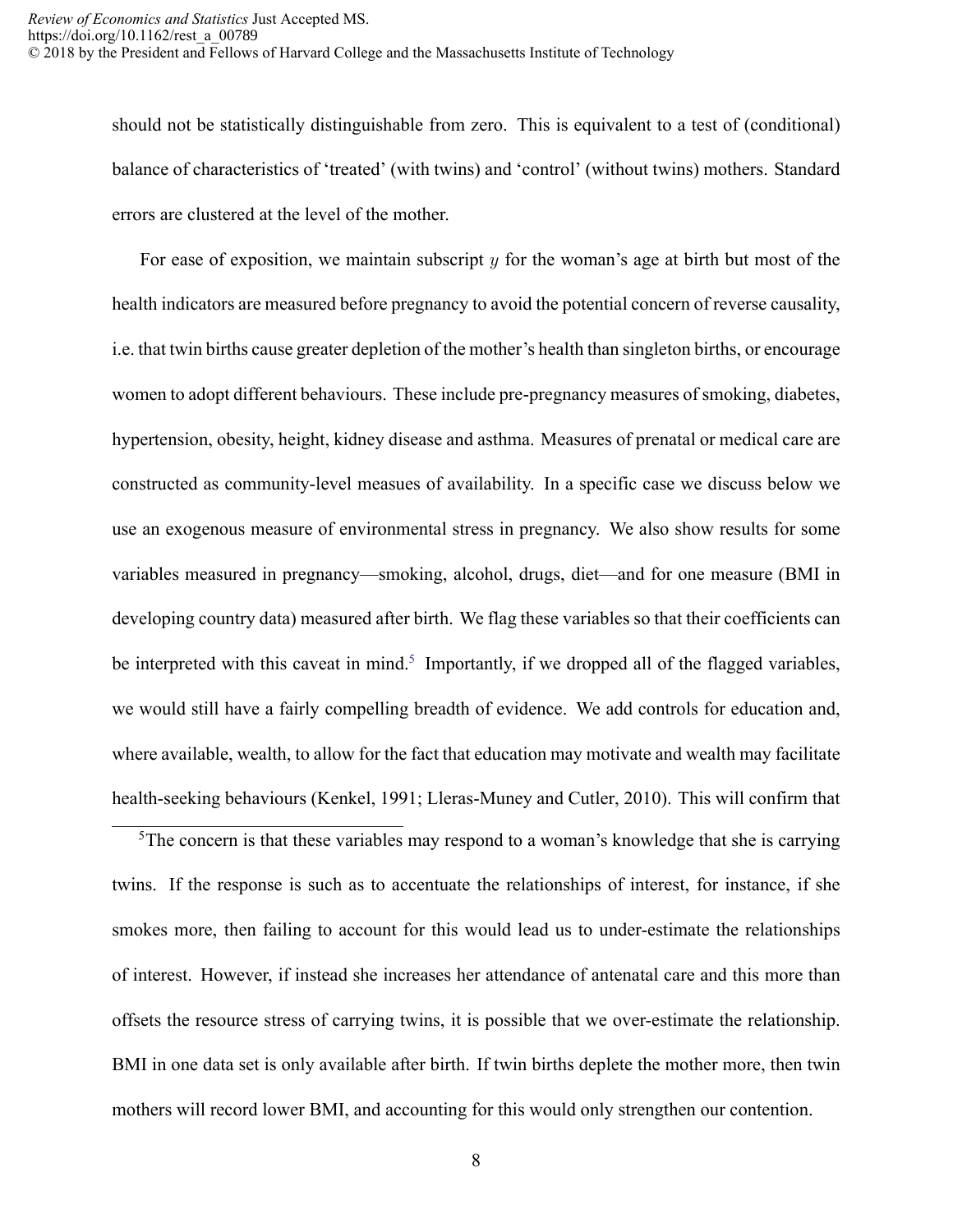should not be statistically distinguishable from zero. This is equivalent to a test of (conditional) balance of characteristics of 'treated' (with twins) and 'control' (without twins) mothers. Standard errors are clustered at the level of the mother.

For ease of exposition, we maintain subscript $y$ for the woman's age at birth but most of the health indicators are measured before pregnancy to avoid the potential concern of reverse causality, i.e. that twin births cause greater depletion of the mother's health than singleton births, or encourage women to adopt different behaviours. These include pre-pregnancy measures of smoking, diabetes, hypertension, obesity, height, kidney disease and asthma. Measures of prenatal or medical care are constructed as community-level measues of availability. In a specific case we discuss below we use an exogenous measure of environmental stress in pregnancy. We also show results for some variables measured in pregnancy—smoking, alcohol, drugs, diet—and for one measure (BMI in developing country data) measured after birth. We flag these variables so that their coefficients can be interpreted with this caveat in mind.[5] Importantly, if we dropped all of the flagged variables, we would still have a fairly compelling breadth of evidence. We add controls for education and, where available, wealth, to allow for the fact that education may motivate and wealth may facilitate health-seeking behaviours (Kenkel, 1991; Lleras-Muney and Cutler, 2010). This will confirm that

[5]The concern is that these variables may respond to a woman's knowledge that she is carrying twins. If the response is such as to accentuate the relationships of interest, for instance, if she smokes more, then failing to account for this would lead us to under-estimate the relationships of interest. However, if instead she increases her attendance of antenatal care and this more than offsets the resource stress of carrying twins, it is possible that we over-estimate the relationship. BMI in one data set is only available after birth. If twin births deplete the mother more, then twin mothers will record lower BMI, and accounting for this would only strengthen our contention.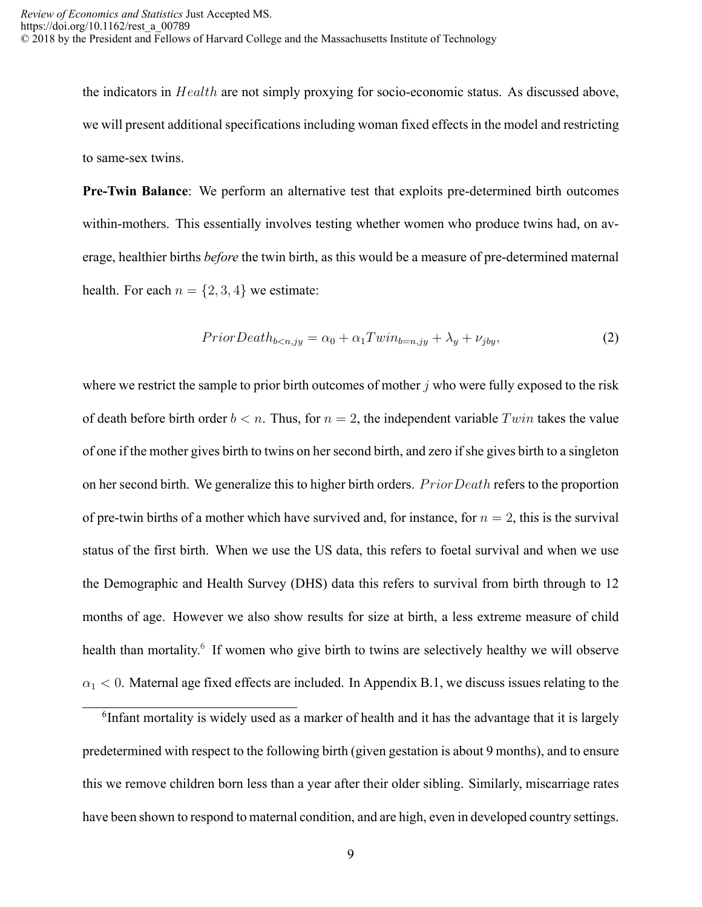the indicators in $Health$ are not simply proxying for socio-economic status. As discussed above, we will present additional specifications including woman fixed effects in the model and restricting to same-sex twins.

**Pre-Twin Balance**: We perform an alternative test that exploits pre-determined birth outcomes within-mothers. This essentially involves testing whether women who produce twins had, on average, healthier births *before* the twin birth, as this would be a measure of pre-determined maternal health. For each $n = \{2, 3, 4\}$ we estimate:

$$PriorDeath_{b<n,jy} = \alpha_0 + \alpha_1 Twin_{b=n,jy} + \lambda_y + \nu_{jby}, \tag{2}$$

where we restrict the sample to prior birth outcomes of mother $j$ who were fully exposed to the risk of death before birth order $b < n$. Thus, for $n = 2$, the independent variable $Twin$ takes the value of one if the mother gives birth to twins on her second birth, and zero if she gives birth to a singleton on her second birth. We generalize this to higher birth orders. $PriorDeath$ refers to the proportion of pre-twin births of a mother which have survived and, for instance, for $n = 2$, this is the survival status of the first birth. When we use the US data, this refers to foetal survival and when we use the Demographic and Health Survey (DHS) data this refers to survival from birth through to 12 months of age. However we also show results for size at birth, a less extreme measure of child health than mortality.[6] If women who give birth to twins are selectively healthy we will observe $\alpha_1 < 0$. Maternal age fixed effects are included. In Appendix B.1, we discuss issues relating to the

[6] Infant mortality is widely used as a marker of health and it has the advantage that it is largely predetermined with respect to the following birth (given gestation is about 9 months), and to ensure this we remove children born less than a year after their older sibling. Similarly, miscarriage rates have been shown to respond to maternal condition, and are high, even in developed country settings.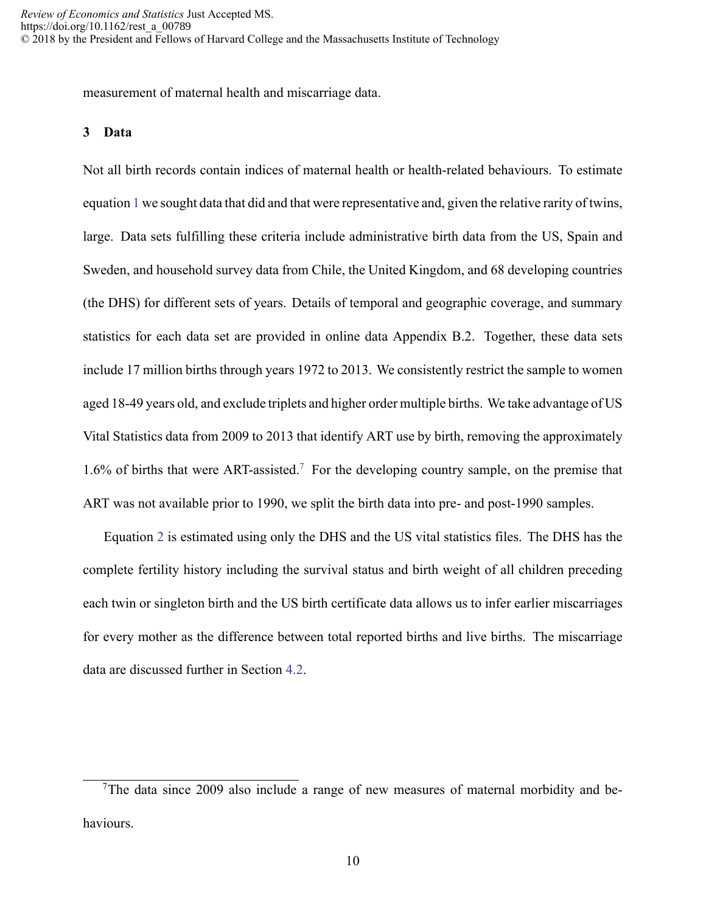measurement of maternal health and miscarriage data.

## 3 Data

Not all birth records contain indices of maternal health or health-related behaviours. To estimate equation 1 we sought data that did and that were representative and, given the relative rarity of twins, large. Data sets fulfilling these criteria include administrative birth data from the US, Spain and Sweden, and household survey data from Chile, the United Kingdom, and 68 developing countries (the DHS) for different sets of years. Details of temporal and geographic coverage, and summary statistics for each data set are provided in online data Appendix B.2. Together, these data sets include 17 million births through years 1972 to 2013. We consistently restrict the sample to women aged 18-49 years old, and exclude triplets and higher order multiple births. We take advantage of US Vital Statistics data from 2009 to 2013 that identify ART use by birth, removing the approximately 1.6% of births that were ART-assisted.[7] For the developing country sample, on the premise that ART was not available prior to 1990, we split the birth data into pre- and post-1990 samples.

Equation 2 is estimated using only the DHS and the US vital statistics files. The DHS has the complete fertility history including the survival status and birth weight of all children preceding each twin or singleton birth and the US birth certificate data allows us to infer earlier miscarriages for every mother as the difference between total reported births and live births. The miscarriage data are discussed further in Section 4.2.

[7]The data since 2009 also include a range of new measures of maternal morbidity and behaviours.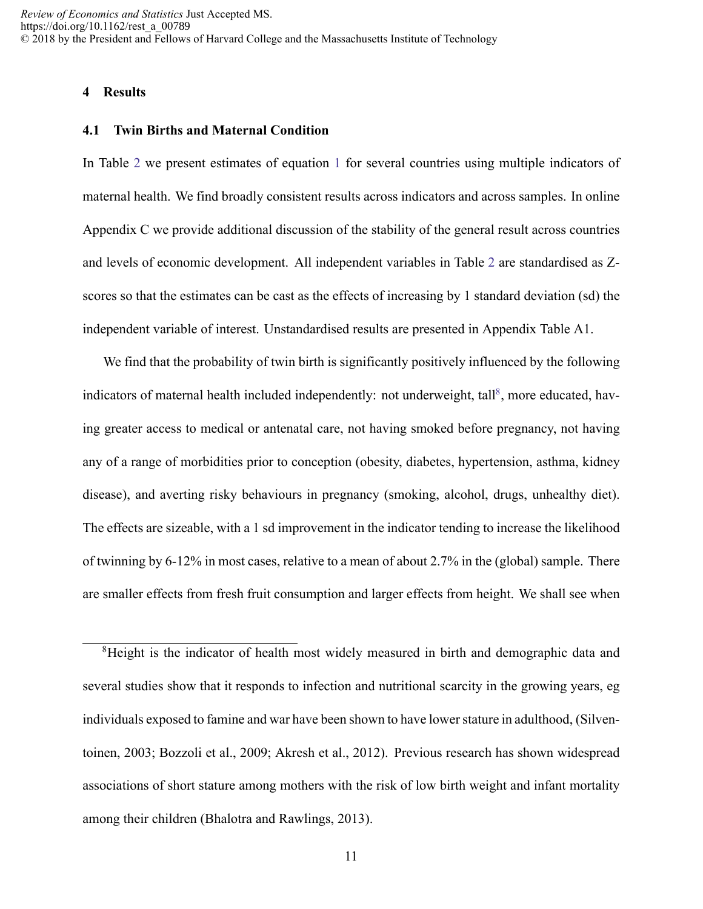## 4 Results

### 4.1 Twin Births and Maternal Condition

In Table 2 we present estimates of equation 1 for several countries using multiple indicators of maternal health. We find broadly consistent results across indicators and across samples. In online Appendix C we provide additional discussion of the stability of the general result across countries and levels of economic development. All independent variables in Table 2 are standardised as Z-scores so that the estimates can be cast as the effects of increasing by 1 standard deviation (sd) the independent variable of interest. Unstandardised results are presented in Appendix Table A1.

We find that the probability of twin birth is significantly positively influenced by the following indicators of maternal health included independently: not underweight, tall[8], more educated, having greater access to medical or antenatal care, not having smoked before pregnancy, not having any of a range of morbidities prior to conception (obesity, diabetes, hypertension, asthma, kidney disease), and averting risky behaviours in pregnancy (smoking, alcohol, drugs, unhealthy diet). The effects are sizeable, with a 1 sd improvement in the indicator tending to increase the likelihood of twinning by 6-12% in most cases, relative to a mean of about 2.7% in the (global) sample. There are smaller effects from fresh fruit consumption and larger effects from height. We shall see when

[8] Height is the indicator of health most widely measured in birth and demographic data and several studies show that it responds to infection and nutritional scarcity in the growing years, eg individuals exposed to famine and war have been shown to have lower stature in adulthood, (Silventoinen, 2003; Bozzoli et al., 2009; Akresh et al., 2012). Previous research has shown widespread associations of short stature among mothers with the risk of low birth weight and infant mortality among their children (Bhalotra and Rawlings, 2013).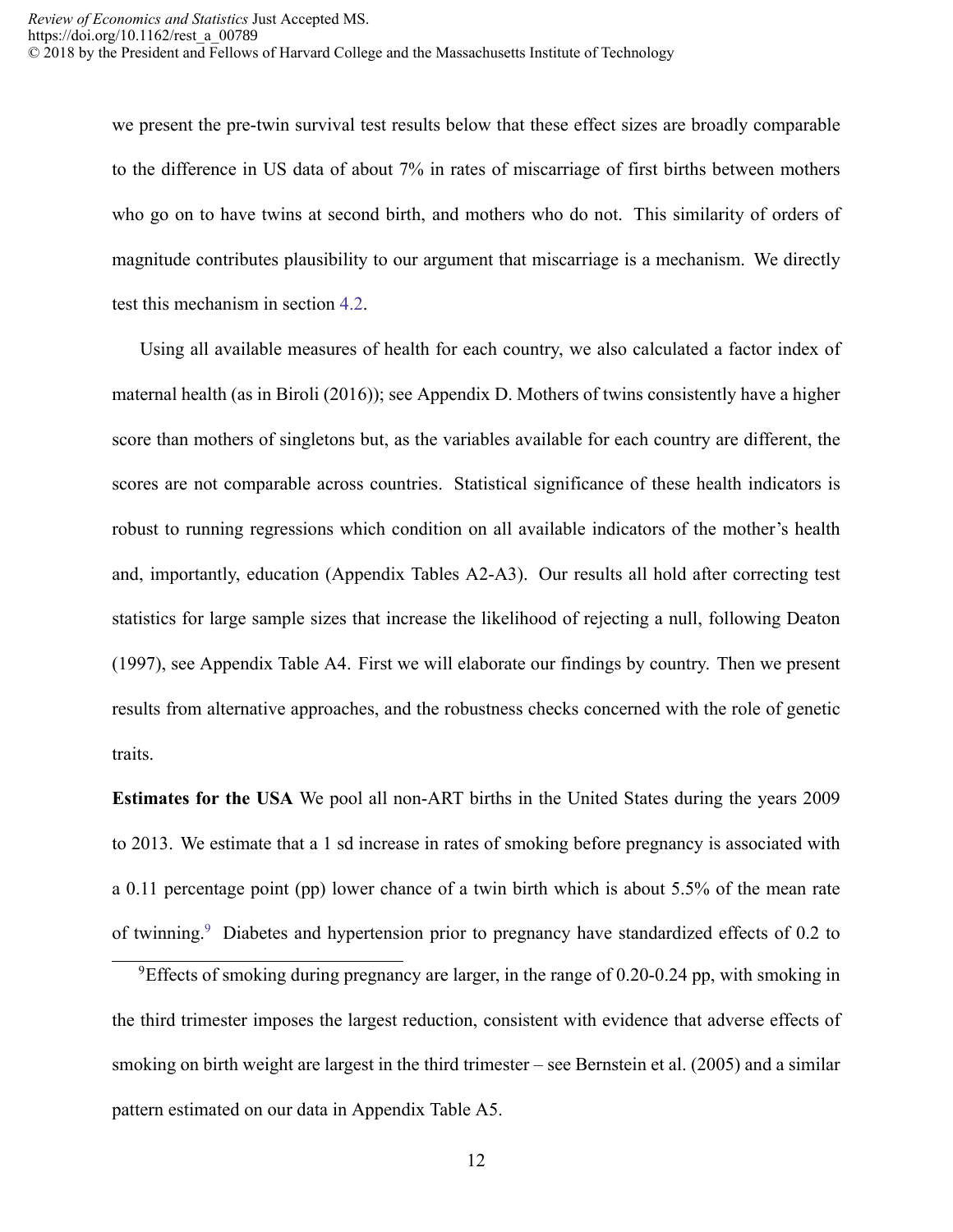we present the pre-twin survival test results below that these effect sizes are broadly comparable to the difference in US data of about 7% in rates of miscarriage of first births between mothers who go on to have twins at second birth, and mothers who do not. This similarity of orders of magnitude contributes plausibility to our argument that miscarriage is a mechanism. We directly test this mechanism in section 4.2.

Using all available measures of health for each country, we also calculated a factor index of maternal health (as in Biroli (2016)); see Appendix D. Mothers of twins consistently have a higher score than mothers of singletons but, as the variables available for each country are different, the scores are not comparable across countries. Statistical significance of these health indicators is robust to running regressions which condition on all available indicators of the mother's health and, importantly, education (Appendix Tables A2-A3). Our results all hold after correcting test statistics for large sample sizes that increase the likelihood of rejecting a null, following Deaton (1997), see Appendix Table A4. First we will elaborate our findings by country. Then we present results from alternative approaches, and the robustness checks concerned with the role of genetic traits.

**Estimates for the USA** We pool all non-ART births in the United States during the years 2009 to 2013. We estimate that a 1 sd increase in rates of smoking before pregnancy is associated with a 0.11 percentage point (pp) lower chance of a twin birth which is about 5.5% of the mean rate of twinning.[9] Diabetes and hypertension prior to pregnancy have standardized effects of 0.2 to

[9] Effects of smoking during pregnancy are larger, in the range of 0.20-0.24 pp, with smoking in the third trimester imposes the largest reduction, consistent with evidence that adverse effects of smoking on birth weight are largest in the third trimester – see Bernstein et al. (2005) and a similar pattern estimated on our data in Appendix Table A5.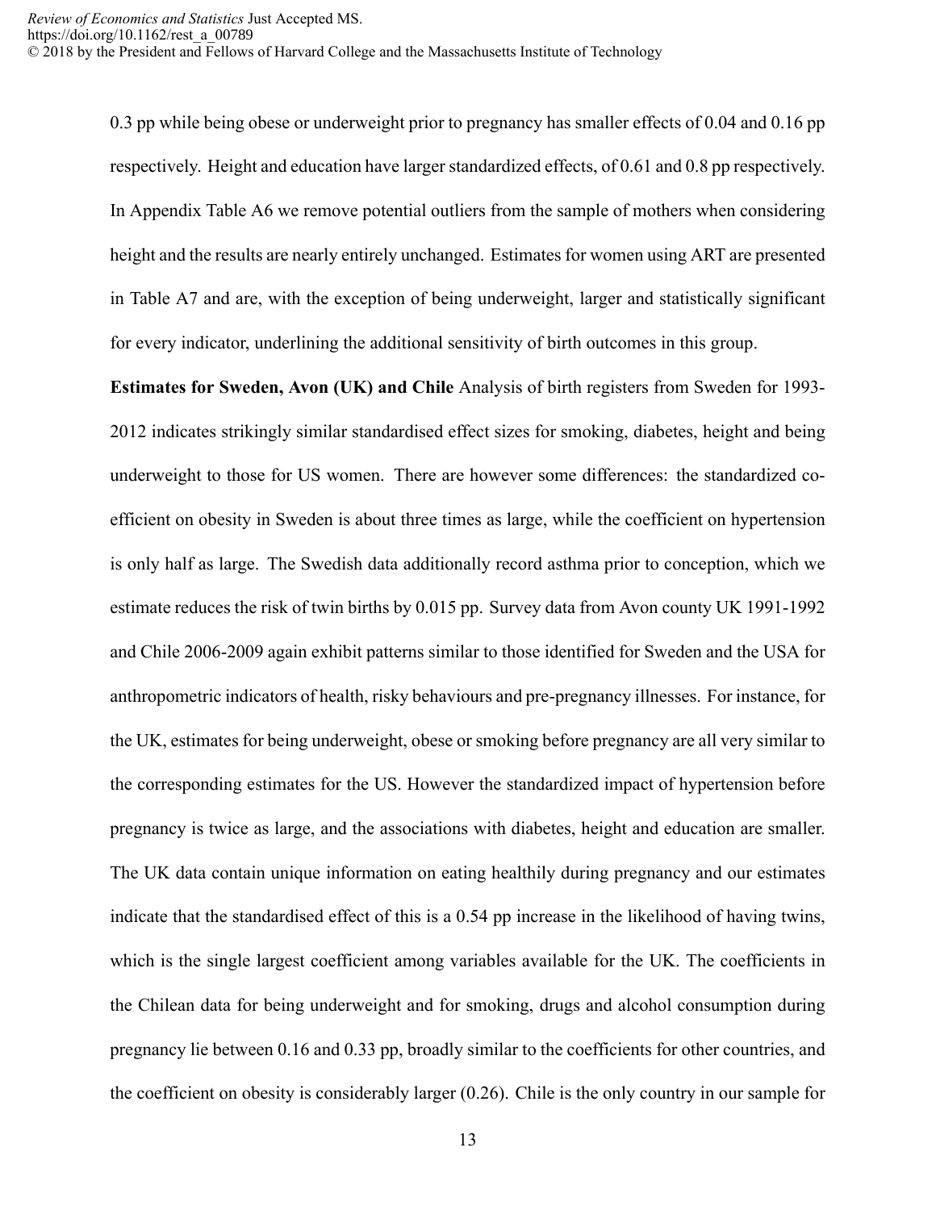0.3 pp while being obese or underweight prior to pregnancy has smaller effects of 0.04 and 0.16 pp respectively. Height and education have larger standardized effects, of 0.61 and 0.8 pp respectively. In Appendix Table A6 we remove potential outliers from the sample of mothers when considering height and the results are nearly entirely unchanged. Estimates for women using ART are presented in Table A7 and are, with the exception of being underweight, larger and statistically significant for every indicator, underlining the additional sensitivity of birth outcomes in this group.

**Estimates for Sweden, Avon (UK) and Chile** Analysis of birth registers from Sweden for 1993-2012 indicates strikingly similar standardised effect sizes for smoking, diabetes, height and being underweight to those for US women. There are however some differences: the standardized coefficient on obesity in Sweden is about three times as large, while the coefficient on hypertension is only half as large. The Swedish data additionally record asthma prior to conception, which we estimate reduces the risk of twin births by 0.015 pp. Survey data from Avon county UK 1991-1992 and Chile 2006-2009 again exhibit patterns similar to those identified for Sweden and the USA for anthropometric indicators of health, risky behaviours and pre-pregnancy illnesses. For instance, for the UK, estimates for being underweight, obese or smoking before pregnancy are all very similar to the corresponding estimates for the US. However the standardized impact of hypertension before pregnancy is twice as large, and the associations with diabetes, height and education are smaller. The UK data contain unique information on eating healthily during pregnancy and our estimates indicate that the standardised effect of this is a 0.54 pp increase in the likelihood of having twins, which is the single largest coefficient among variables available for the UK. The coefficients in the Chilean data for being underweight and for smoking, drugs and alcohol consumption during pregnancy lie between 0.16 and 0.33 pp, broadly similar to the coefficients for other countries, and the coefficient on obesity is considerably larger (0.26). Chile is the only country in our sample for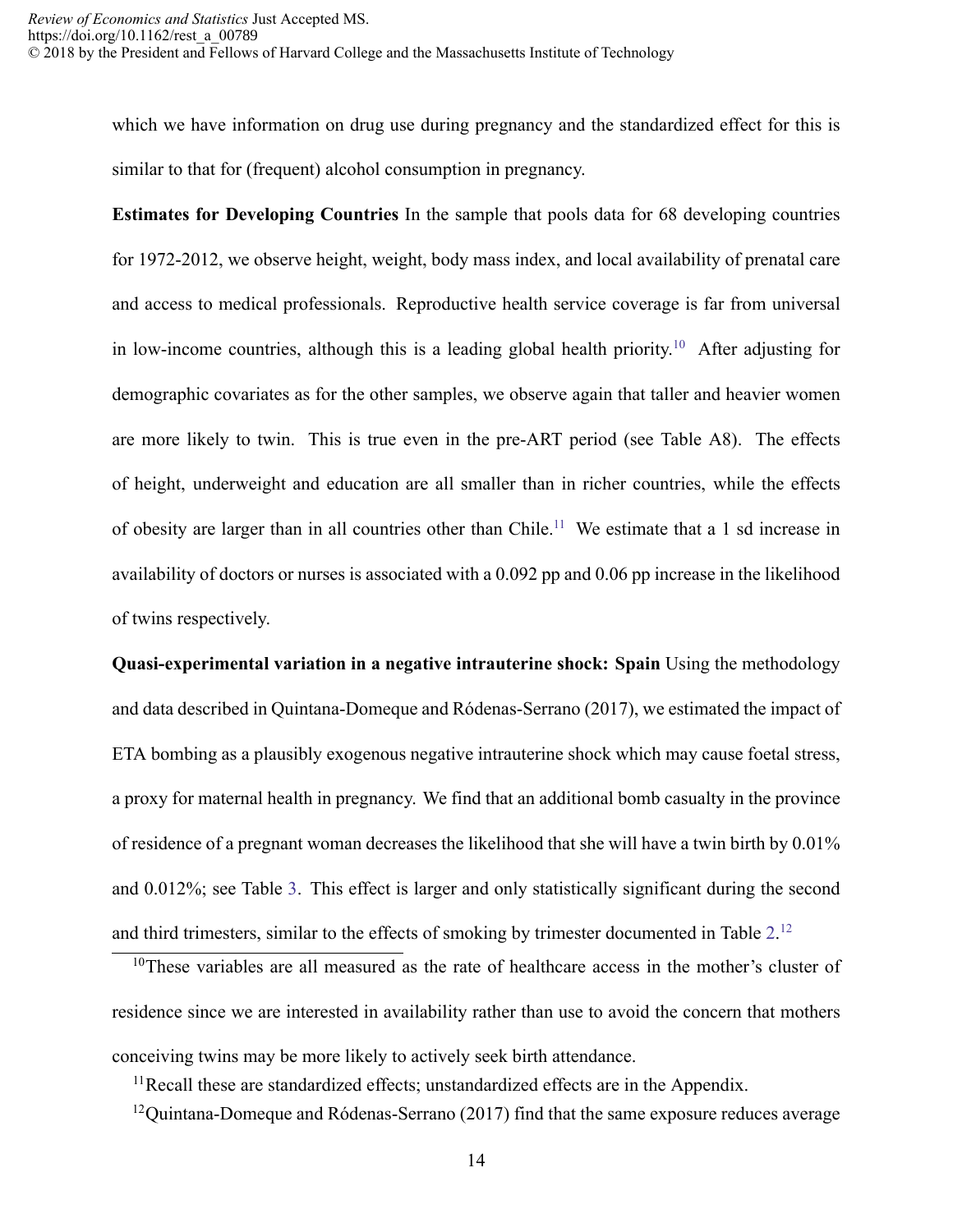which we have information on drug use during pregnancy and the standardized effect for this is similar to that for (frequent) alcohol consumption in pregnancy.

**Estimates for Developing Countries** In the sample that pools data for 68 developing countries for 1972-2012, we observe height, weight, body mass index, and local availability of prenatal care and access to medical professionals. Reproductive health service coverage is far from universal in low-income countries, although this is a leading global health priority.[10] After adjusting for demographic covariates as for the other samples, we observe again that taller and heavier women are more likely to twin. This is true even in the pre-ART period (see Table A8). The effects of height, underweight and education are all smaller than in richer countries, while the effects of obesity are larger than in all countries other than Chile.[11] We estimate that a 1 sd increase in availability of doctors or nurses is associated with a 0.092 pp and 0.06 pp increase in the likelihood of twins respectively.

**Quasi-experimental variation in a negative intrauterine shock: Spain** Using the methodology and data described in Quintana-Domeque and Ródenas-Serrano (2017), we estimated the impact of ETA bombing as a plausibly exogenous negative intrauterine shock which may cause foetal stress, a proxy for maternal health in pregnancy. We find that an additional bomb casualty in the province of residence of a pregnant woman decreases the likelihood that she will have a twin birth by 0.01% and 0.012%; see Table 3. This effect is larger and only statistically significant during the second and third trimesters, similar to the effects of smoking by trimester documented in Table 2.[12]

[10] These variables are all measured as the rate of healthcare access in the mother's cluster of residence since we are interested in availability rather than use to avoid the concern that mothers conceiving twins may be more likely to actively seek birth attendance.

[11] Recall these are standardized effects; unstandardized effects are in the Appendix.

[12] Quintana-Domeque and Ródenas-Serrano (2017) find that the same exposure reduces average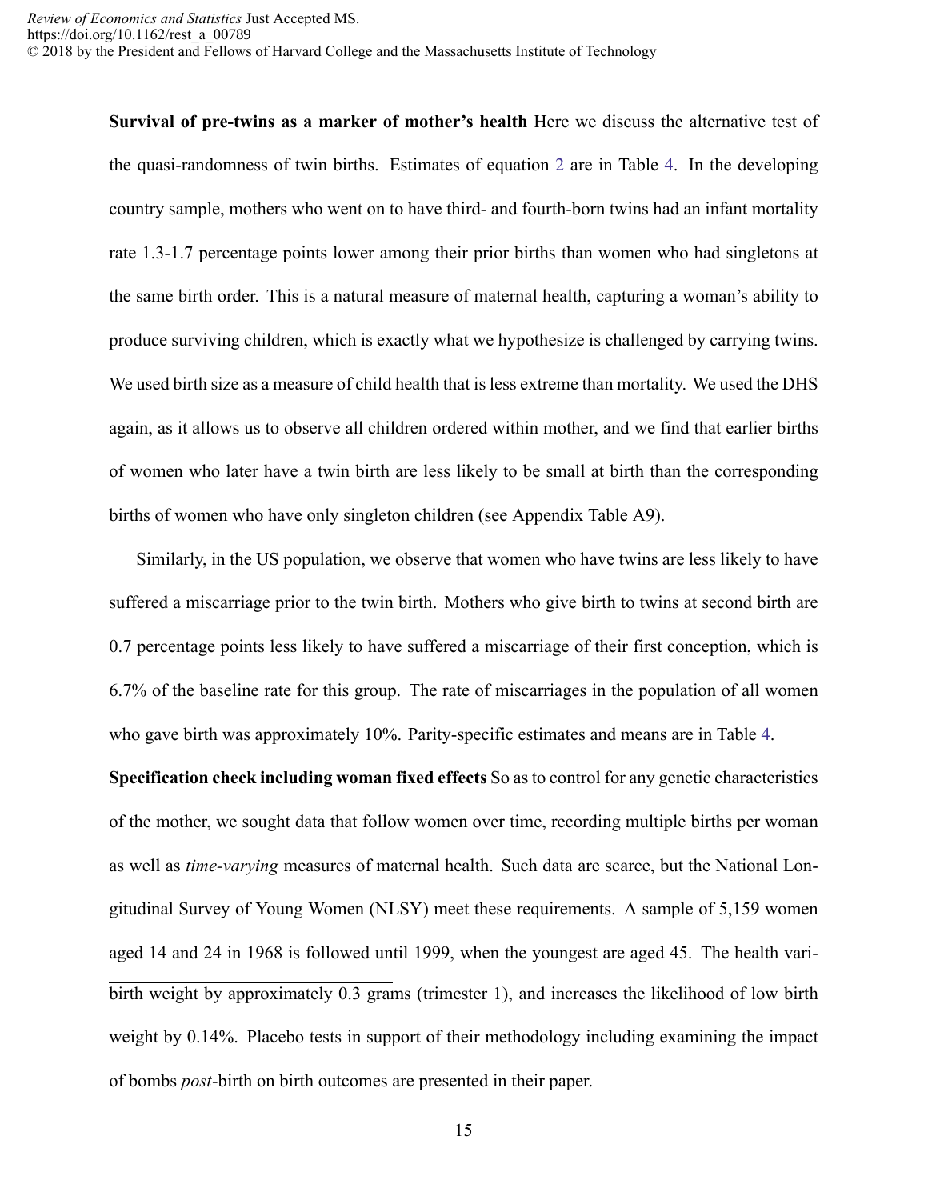**Survival of pre-twins as a marker of mother's health** Here we discuss the alternative test of the quasi-randomness of twin births. Estimates of equation 2 are in Table 4. In the developing country sample, mothers who went on to have third- and fourth-born twins had an infant mortality rate 1.3-1.7 percentage points lower among their prior births than women who had singletons at the same birth order. This is a natural measure of maternal health, capturing a woman's ability to produce surviving children, which is exactly what we hypothesize is challenged by carrying twins. We used birth size as a measure of child health that is less extreme than mortality. We used the DHS again, as it allows us to observe all children ordered within mother, and we find that earlier births of women who later have a twin birth are less likely to be small at birth than the corresponding births of women who have only singleton children (see Appendix Table A9).

Similarly, in the US population, we observe that women who have twins are less likely to have suffered a miscarriage prior to the twin birth. Mothers who give birth to twins at second birth are 0.7 percentage points less likely to have suffered a miscarriage of their first conception, which is 6.7% of the baseline rate for this group. The rate of miscarriages in the population of all women who gave birth was approximately 10%. Parity-specific estimates and means are in Table 4.

**Specification check including woman fixed effects** So as to control for any genetic characteristics of the mother, we sought data that follow women over time, recording multiple births per woman as well as *time-varying* measures of maternal health. Such data are scarce, but the National Longitudinal Survey of Young Women (NLSY) meet these requirements. A sample of 5,159 women aged 14 and 24 in 1968 is followed until 1999, when the youngest are aged 45. The health vari-

birth weight by approximately 0.3 grams (trimester 1), and increases the likelihood of low birth weight by 0.14%. Placebo tests in support of their methodology including examining the impact of bombs *post*-birth on birth outcomes are presented in their paper.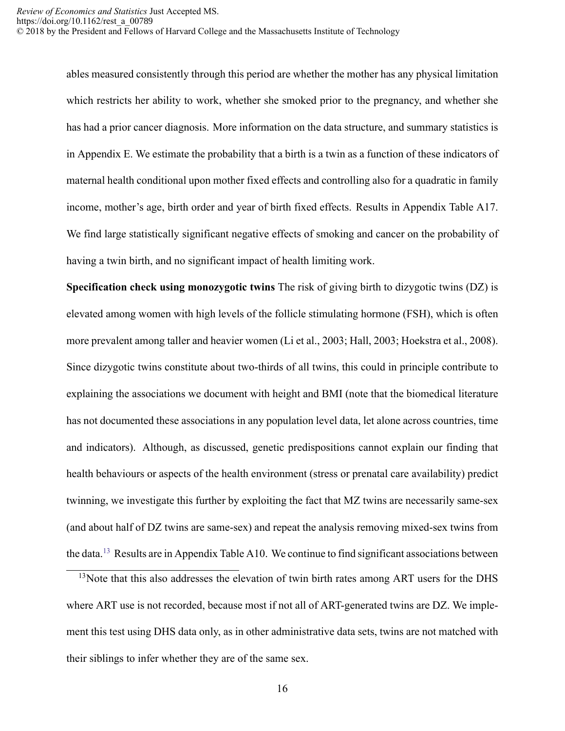ables measured consistently through this period are whether the mother has any physical limitation which restricts her ability to work, whether she smoked prior to the pregnancy, and whether she has had a prior cancer diagnosis. More information on the data structure, and summary statistics is in Appendix E. We estimate the probability that a birth is a twin as a function of these indicators of maternal health conditional upon mother fixed effects and controlling also for a quadratic in family income, mother's age, birth order and year of birth fixed effects. Results in Appendix Table A17. We find large statistically significant negative effects of smoking and cancer on the probability of having a twin birth, and no significant impact of health limiting work.

**Specification check using monozygotic twins** The risk of giving birth to dizygotic twins (DZ) is elevated among women with high levels of the follicle stimulating hormone (FSH), which is often more prevalent among taller and heavier women (Li et al., 2003; Hall, 2003; Hoekstra et al., 2008). Since dizygotic twins constitute about two-thirds of all twins, this could in principle contribute to explaining the associations we document with height and BMI (note that the biomedical literature has not documented these associations in any population level data, let alone across countries, time and indicators). Although, as discussed, genetic predispositions cannot explain our finding that health behaviours or aspects of the health environment (stress or prenatal care availability) predict twinning, we investigate this further by exploiting the fact that MZ twins are necessarily same-sex (and about half of DZ twins are same-sex) and repeat the analysis removing mixed-sex twins from the data.[13] Results are in Appendix Table A10. We continue to find significant associations between

[13] Note that this also addresses the elevation of twin birth rates among ART users for the DHS where ART use is not recorded, because most if not all of ART-generated twins are DZ. We implement this test using DHS data only, as in other administrative data sets, twins are not matched with their siblings to infer whether they are of the same sex.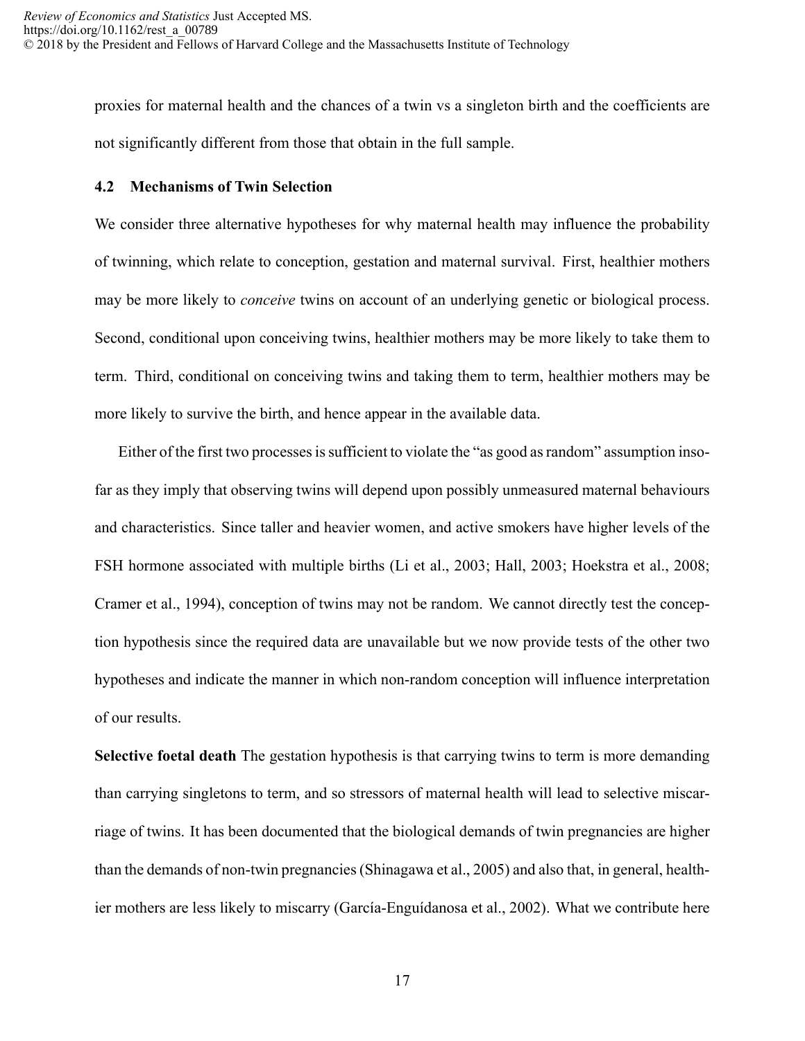proxies for maternal health and the chances of a twin vs a singleton birth and the coefficients are not significantly different from those that obtain in the full sample.

### 4.2 Mechanisms of Twin Selection

We consider three alternative hypotheses for why maternal health may influence the probability of twinning, which relate to conception, gestation and maternal survival. First, healthier mothers may be more likely to *conceive* twins on account of an underlying genetic or biological process. Second, conditional upon conceiving twins, healthier mothers may be more likely to take them to term. Third, conditional on conceiving twins and taking them to term, healthier mothers may be more likely to survive the birth, and hence appear in the available data.

Either of the first two processes is sufficient to violate the "as good as random" assumption insofar as they imply that observing twins will depend upon possibly unmeasured maternal behaviours and characteristics. Since taller and heavier women, and active smokers have higher levels of the FSH hormone associated with multiple births (Li et al., 2003; Hall, 2003; Hoekstra et al., 2008; Cramer et al., 1994), conception of twins may not be random. We cannot directly test the conception hypothesis since the required data are unavailable but we now provide tests of the other two hypotheses and indicate the manner in which non-random conception will influence interpretation of our results.

**Selective foetal death** The gestation hypothesis is that carrying twins to term is more demanding than carrying singletons to term, and so stressors of maternal health will lead to selective miscarriage of twins. It has been documented that the biological demands of twin pregnancies are higher than the demands of non-twin pregnancies (Shinagawa et al., 2005) and also that, in general, healthier mothers are less likely to miscarry (García-Enguídanosa et al., 2002). What we contribute here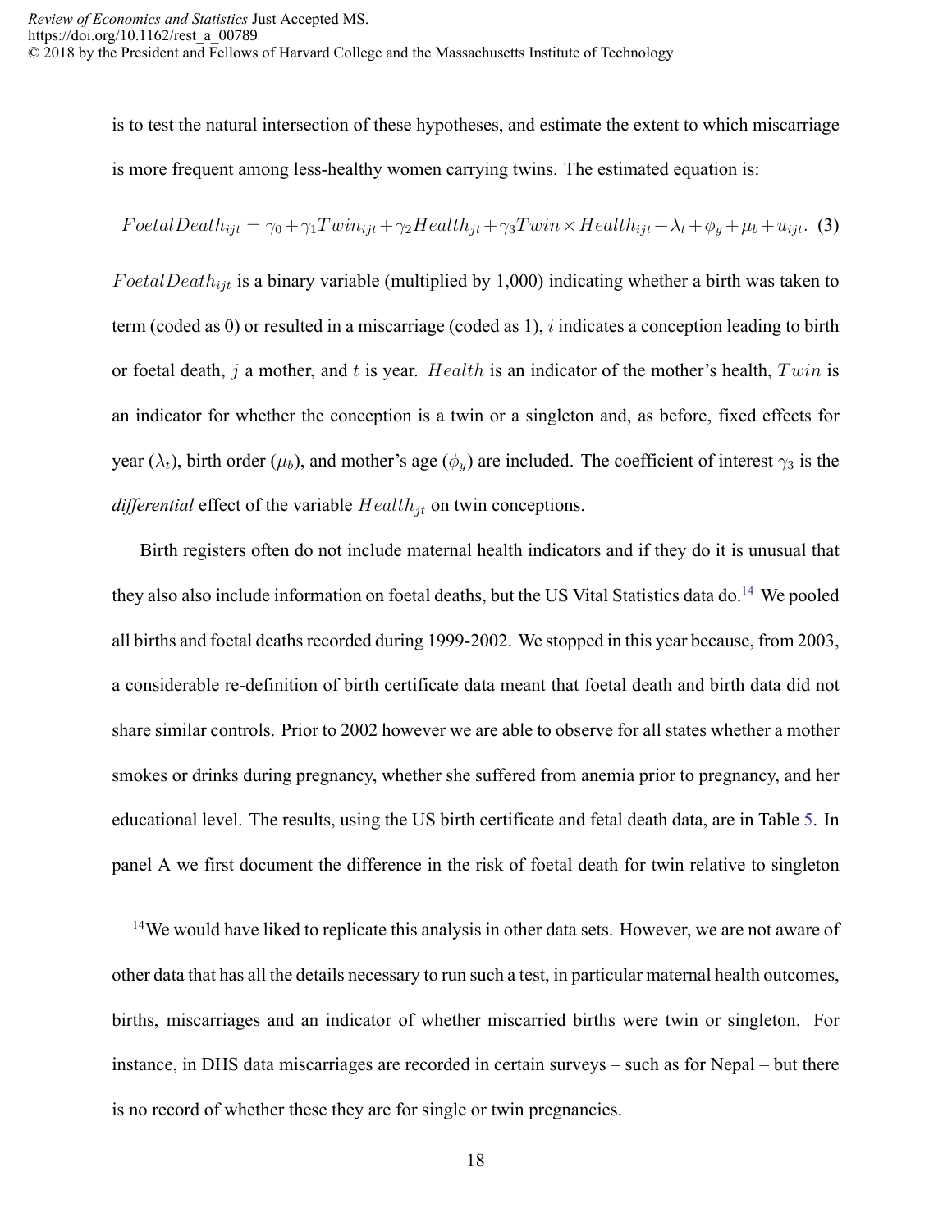is to test the natural intersection of these hypotheses, and estimate the extent to which miscarriage is more frequent among less-healthy women carrying twins. The estimated equation is:

$$FoetalDeath_{ijt} = \gamma_0 + \gamma_1 Twin_{ijt} + \gamma_2 Health_{jt} + \gamma_3 Twin \times Health_{ijt} + \lambda_t + \phi_y + \mu_b + u_{ijt}. \quad (3)$$

$FoetalDeath_{ijt}$ is a binary variable (multiplied by 1,000) indicating whether a birth was taken to term (coded as 0) or resulted in a miscarriage (coded as 1), $i$ indicates a conception leading to birth or foetal death, $j$ a mother, and $t$ is year. $Health$ is an indicator of the mother's health, $Twin$ is an indicator for whether the conception is a twin or a singleton and, as before, fixed effects for year ($\lambda_t$), birth order ($\mu_b$), and mother's age ($\phi_y$) are included. The coefficient of interest $\gamma_3$ is the *differential* effect of the variable $Health_{jt}$ on twin conceptions.

Birth registers often do not include maternal health indicators and if they do it is unusual that they also also include information on foetal deaths, but the US Vital Statistics data do.[14] We pooled all births and foetal deaths recorded during 1999-2002. We stopped in this year because, from 2003, a considerable re-definition of birth certificate data meant that foetal death and birth data did not share similar controls. Prior to 2002 however we are able to observe for all states whether a mother smokes or drinks during pregnancy, whether she suffered from anemia prior to pregnancy, and her educational level. The results, using the US birth certificate and fetal death data, are in Table 5. In panel A we first document the difference in the risk of foetal death for twin relative to singleton

[14] We would have liked to replicate this analysis in other data sets. However, we are not aware of other data that has all the details necessary to run such a test, in particular maternal health outcomes, births, miscarriages and an indicator of whether miscarried births were twin or singleton. For instance, in DHS data miscarriages are recorded in certain surveys – such as for Nepal – but there is no record of whether these they are for single or twin pregnancies.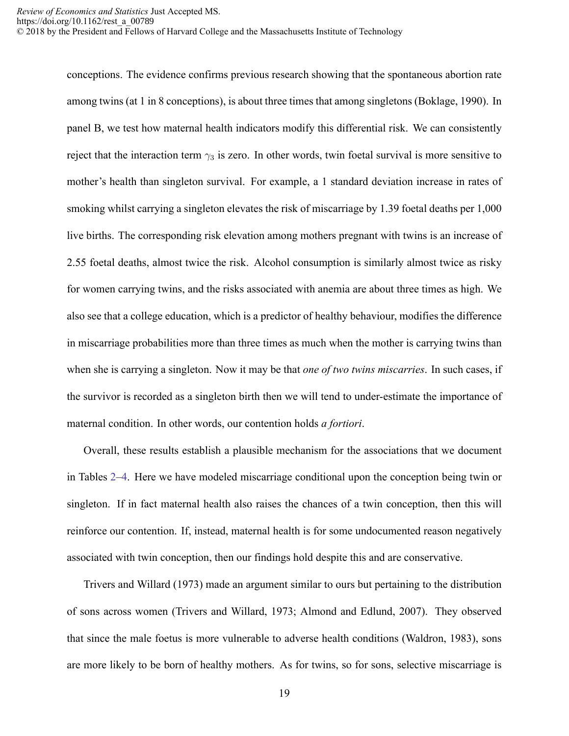conceptions. The evidence confirms previous research showing that the spontaneous abortion rate among twins (at 1 in 8 conceptions), is about three times that among singletons (Boklage, 1990). In panel B, we test how maternal health indicators modify this differential risk. We can consistently reject that the interaction term $\gamma_3$ is zero. In other words, twin foetal survival is more sensitive to mother's health than singleton survival. For example, a 1 standard deviation increase in rates of smoking whilst carrying a singleton elevates the risk of miscarriage by 1.39 foetal deaths per 1,000 live births. The corresponding risk elevation among mothers pregnant with twins is an increase of 2.55 foetal deaths, almost twice the risk. Alcohol consumption is similarly almost twice as risky for women carrying twins, and the risks associated with anemia are about three times as high. We also see that a college education, which is a predictor of healthy behaviour, modifies the difference in miscarriage probabilities more than three times as much when the mother is carrying twins than when she is carrying a singleton. Now it may be that *one of two twins miscarries*. In such cases, if the survivor is recorded as a singleton birth then we will tend to under-estimate the importance of maternal condition. In other words, our contention holds *a fortiori*.

Overall, these results establish a plausible mechanism for the associations that we document in Tables 2–4. Here we have modeled miscarriage conditional upon the conception being twin or singleton. If in fact maternal health also raises the chances of a twin conception, then this will reinforce our contention. If, instead, maternal health is for some undocumented reason negatively associated with twin conception, then our findings hold despite this and are conservative.

Trivers and Willard (1973) made an argument similar to ours but pertaining to the distribution of sons across women (Trivers and Willard, 1973; Almond and Edlund, 2007). They observed that since the male foetus is more vulnerable to adverse health conditions (Waldron, 1983), sons are more likely to be born of healthy mothers. As for twins, so for sons, selective miscarriage is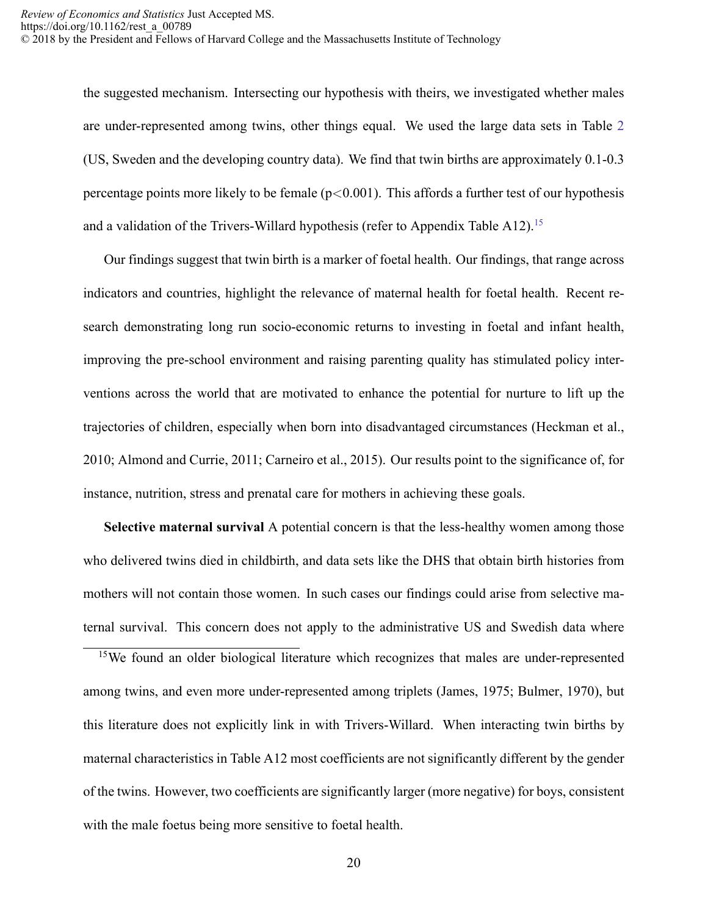the suggested mechanism. Intersecting our hypothesis with theirs, we investigated whether males are under-represented among twins, other things equal. We used the large data sets in Table 2 (US, Sweden and the developing country data). We find that twin births are approximately 0.1-0.3 percentage points more likely to be female ($p<0.001$). This affords a further test of our hypothesis and a validation of the Trivers-Willard hypothesis (refer to Appendix Table A12).[15]

Our findings suggest that twin birth is a marker of foetal health. Our findings, that range across indicators and countries, highlight the relevance of maternal health for foetal health. Recent research demonstrating long run socio-economic returns to investing in foetal and infant health, improving the pre-school environment and raising parenting quality has stimulated policy interventions across the world that are motivated to enhance the potential for nurture to lift up the trajectories of children, especially when born into disadvantaged circumstances (Heckman et al., 2010; Almond and Currie, 2011; Carneiro et al., 2015). Our results point to the significance of, for instance, nutrition, stress and prenatal care for mothers in achieving these goals.

**Selective maternal survival** A potential concern is that the less-healthy women among those who delivered twins died in childbirth, and data sets like the DHS that obtain birth histories from mothers will not contain those women. In such cases our findings could arise from selective maternal survival. This concern does not apply to the administrative US and Swedish data where

[15] We found an older biological literature which recognizes that males are under-represented among twins, and even more under-represented among triplets (James, 1975; Bulmer, 1970), but this literature does not explicitly link in with Trivers-Willard. When interacting twin births by maternal characteristics in Table A12 most coefficients are not significantly different by the gender of the twins. However, two coefficients are significantly larger (more negative) for boys, consistent with the male foetus being more sensitive to foetal health.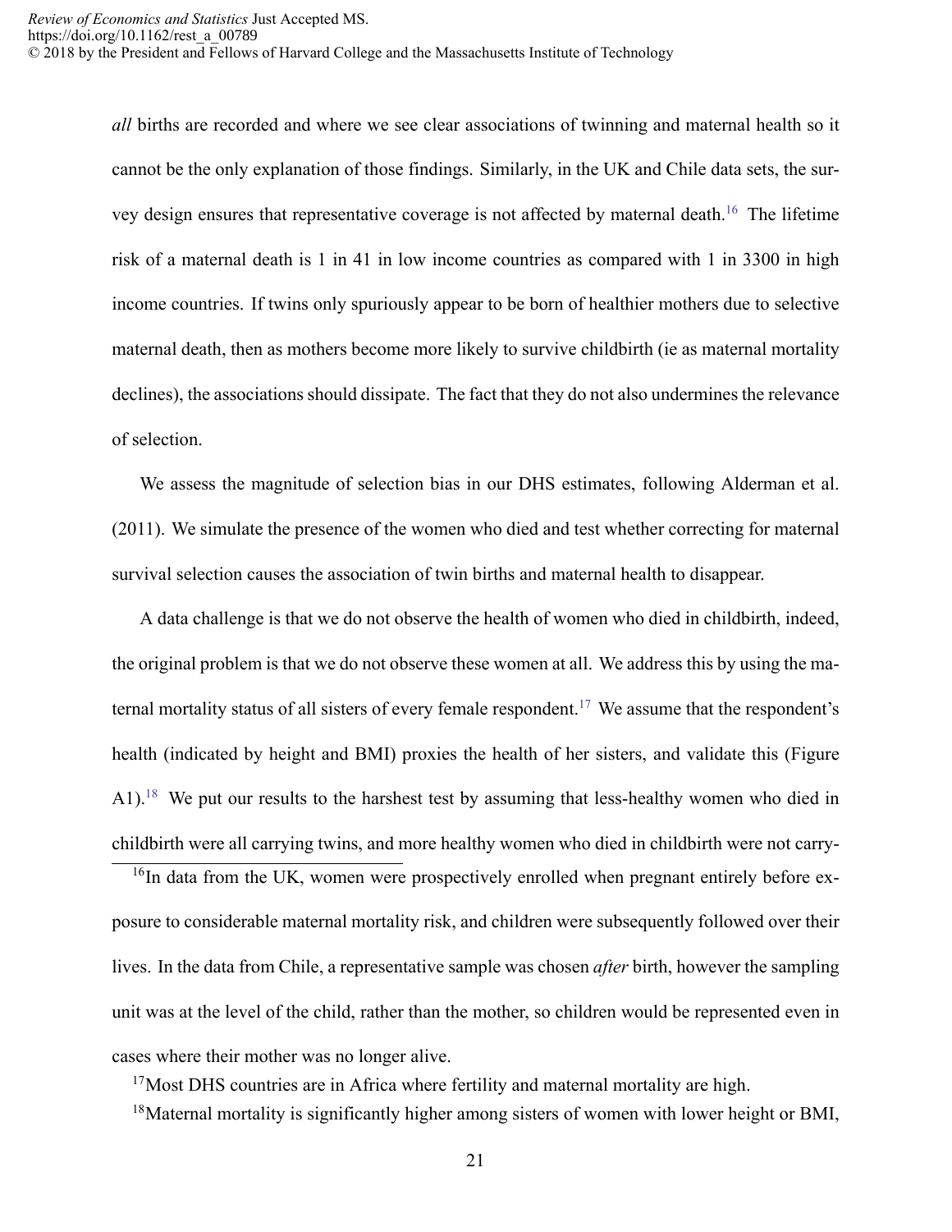*all* births are recorded and where we see clear associations of twinning and maternal health so it cannot be the only explanation of those findings. Similarly, in the UK and Chile data sets, the survey design ensures that representative coverage is not affected by maternal death.[16] The lifetime risk of a maternal death is 1 in 41 in low income countries as compared with 1 in 3300 in high income countries. If twins only spuriously appear to be born of healthier mothers due to selective maternal death, then as mothers become more likely to survive childbirth (ie as maternal mortality declines), the associations should dissipate. The fact that they do not also undermines the relevance of selection.

We assess the magnitude of selection bias in our DHS estimates, following Alderman et al. (2011). We simulate the presence of the women who died and test whether correcting for maternal survival selection causes the association of twin births and maternal health to disappear.

A data challenge is that we do not observe the health of women who died in childbirth, indeed, the original problem is that we do not observe these women at all. We address this by using the maternal mortality status of all sisters of every female respondent.[17] We assume that the respondent's health (indicated by height and BMI) proxies the health of her sisters, and validate this (Figure A1).[18] We put our results to the harshest test by assuming that less-healthy women who died in childbirth were all carrying twins, and more healthy women who died in childbirth were not carry-

[16] In data from the UK, women were prospectively enrolled when pregnant entirely before exposure to considerable maternal mortality risk, and children were subsequently followed over their lives. In the data from Chile, a representative sample was chosen *after* birth, however the sampling unit was at the level of the child, rather than the mother, so children would be represented even in cases where their mother was no longer alive.

[17] Most DHS countries are in Africa where fertility and maternal mortality are high.

[18] Maternal mortality is significantly higher among sisters of women with lower height or BMI,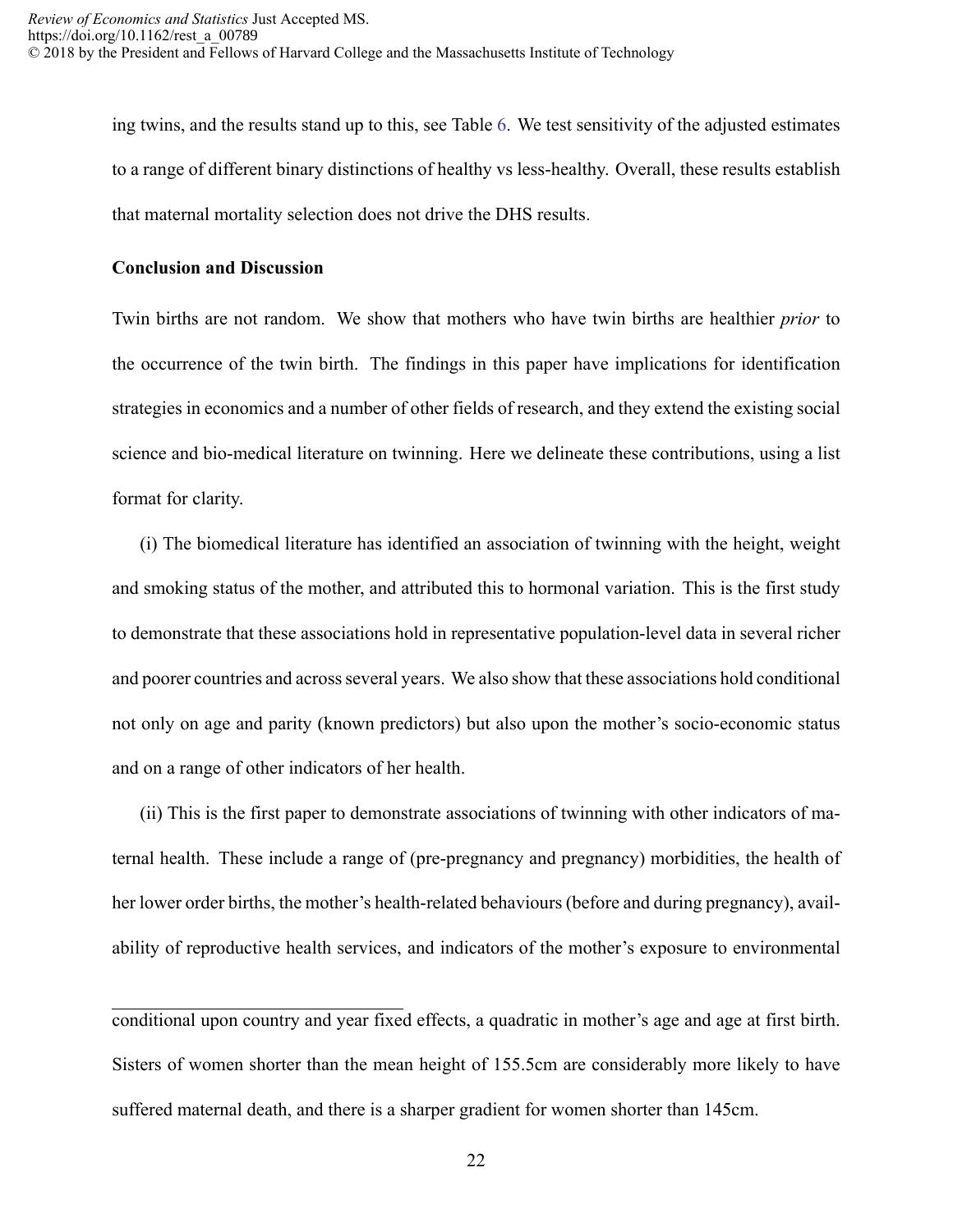ing twins, and the results stand up to this, see Table 6. We test sensitivity of the adjusted estimates to a range of different binary distinctions of healthy vs less-healthy. Overall, these results establish that maternal mortality selection does not drive the DHS results.

**Conclusion and Discussion**

Twin births are not random. We show that mothers who have twin births are healthier *prior* to the occurrence of the twin birth. The findings in this paper have implications for identification strategies in economics and a number of other fields of research, and they extend the existing social science and bio-medical literature on twinning. Here we delineate these contributions, using a list format for clarity.

(i) The biomedical literature has identified an association of twinning with the height, weight and smoking status of the mother, and attributed this to hormonal variation. This is the first study to demonstrate that these associations hold in representative population-level data in several richer and poorer countries and across several years. We also show that these associations hold conditional not only on age and parity (known predictors) but also upon the mother's socio-economic status and on a range of other indicators of her health.

(ii) This is the first paper to demonstrate associations of twinning with other indicators of maternal health. These include a range of (pre-pregnancy and pregnancy) morbidities, the health of her lower order births, the mother's health-related behaviours (before and during pregnancy), availability of reproductive health services, and indicators of the mother's exposure to environmental

---

conditional upon country and year fixed effects, a quadratic in mother's age and age at first birth. Sisters of women shorter than the mean height of 155.5cm are considerably more likely to have suffered maternal death, and there is a sharper gradient for women shorter than 145cm.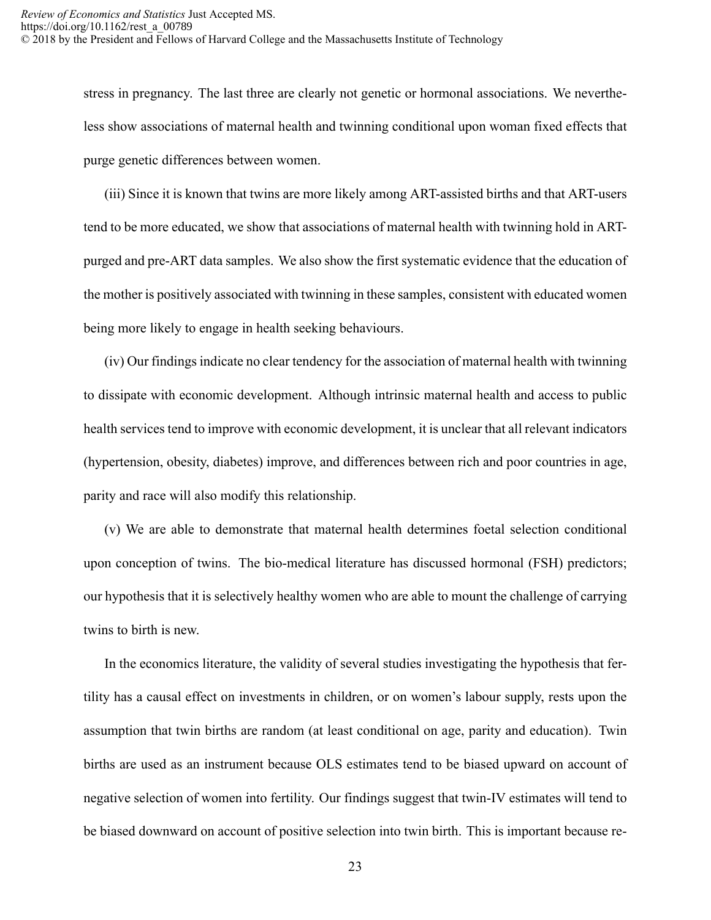stress in pregnancy. The last three are clearly not genetic or hormonal associations. We nevertheless show associations of maternal health and twinning conditional upon woman fixed effects that purge genetic differences between women.

(iii) Since it is known that twins are more likely among ART-assisted births and that ART-users tend to be more educated, we show that associations of maternal health with twinning hold in ART-purged and pre-ART data samples. We also show the first systematic evidence that the education of the mother is positively associated with twinning in these samples, consistent with educated women being more likely to engage in health seeking behaviours.

(iv) Our findings indicate no clear tendency for the association of maternal health with twinning to dissipate with economic development. Although intrinsic maternal health and access to public health services tend to improve with economic development, it is unclear that all relevant indicators (hypertension, obesity, diabetes) improve, and differences between rich and poor countries in age, parity and race will also modify this relationship.

(v) We are able to demonstrate that maternal health determines foetal selection conditional upon conception of twins. The bio-medical literature has discussed hormonal (FSH) predictors; our hypothesis that it is selectively healthy women who are able to mount the challenge of carrying twins to birth is new.

In the economics literature, the validity of several studies investigating the hypothesis that fertility has a causal effect on investments in children, or on women's labour supply, rests upon the assumption that twin births are random (at least conditional on age, parity and education). Twin births are used as an instrument because OLS estimates tend to be biased upward on account of negative selection of women into fertility. Our findings suggest that twin-IV estimates will tend to be biased downward on account of positive selection into twin birth. This is important because re-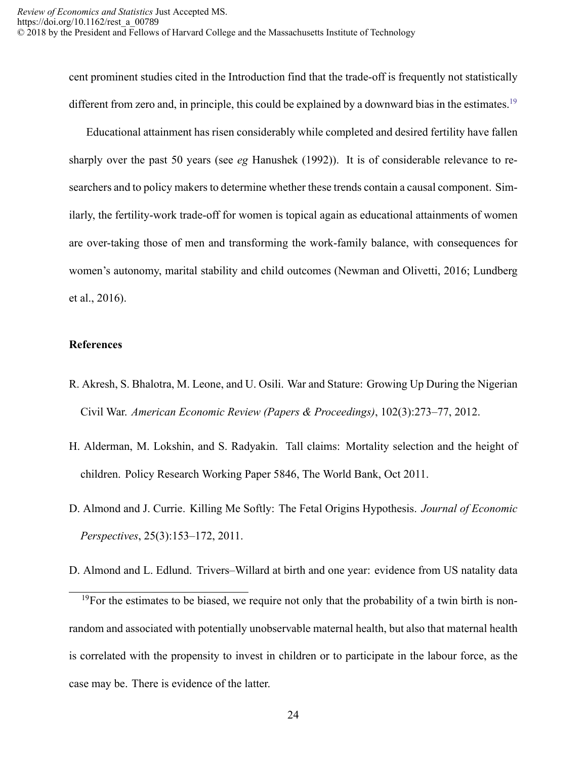cent prominent studies cited in the Introduction find that the trade-off is frequently not statistically different from zero and, in principle, this could be explained by a downward bias in the estimates.[19]

Educational attainment has risen considerably while completed and desired fertility have fallen sharply over the past 50 years (see *eg* Hanushek (1992)). It is of considerable relevance to researchers and to policy makers to determine whether these trends contain a causal component. Similarly, the fertility-work trade-off for women is topical again as educational attainments of women are over-taking those of men and transforming the work-family balance, with consequences for women's autonomy, marital stability and child outcomes (Newman and Olivetti, 2016; Lundberg et al., 2016).

## References

R. Akresh, S. Bhalotra, M. Leone, and U. Osili. War and Stature: Growing Up During the Nigerian Civil War. *American Economic Review (Papers & Proceedings)*, 102(3):273–77, 2012.

H. Alderman, M. Lokshin, and S. Radyakin. Tall claims: Mortality selection and the height of children. Policy Research Working Paper 5846, The World Bank, Oct 2011.

D. Almond and J. Currie. Killing Me Softly: The Fetal Origins Hypothesis. *Journal of Economic Perspectives*, 25(3):153–172, 2011.

D. Almond and L. Edlund. Trivers–Willard at birth and one year: evidence from US natality data

[19]For the estimates to be biased, we require not only that the probability of a twin birth is non-random and associated with potentially unobservable maternal health, but also that maternal health is correlated with the propensity to invest in children or to participate in the labour force, as the case may be. There is evidence of the latter.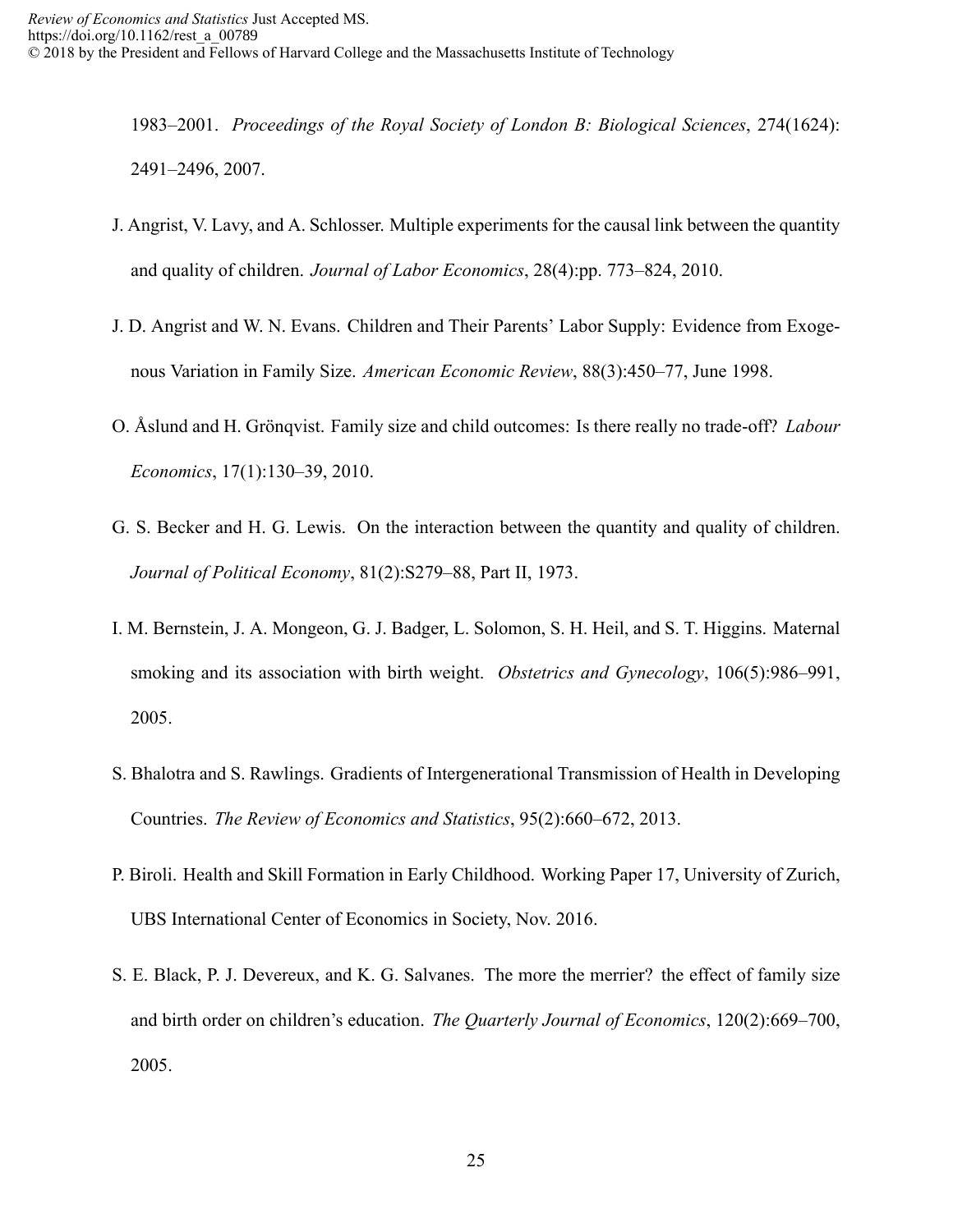1983–2001. *Proceedings of the Royal Society of London B: Biological Sciences*, 274(1624): 2491–2496, 2007.

J. Angrist, V. Lavy, and A. Schlosser. Multiple experiments for the causal link between the quantity and quality of children. *Journal of Labor Economics*, 28(4):pp. 773–824, 2010.

J. D. Angrist and W. N. Evans. Children and Their Parents' Labor Supply: Evidence from Exogenous Variation in Family Size. *American Economic Review*, 88(3):450–77, June 1998.

O. Åslund and H. Grönqvist. Family size and child outcomes: Is there really no trade-off? *Labour Economics*, 17(1):130–39, 2010.

G. S. Becker and H. G. Lewis. On the interaction between the quantity and quality of children. *Journal of Political Economy*, 81(2):S279–88, Part II, 1973.

I. M. Bernstein, J. A. Mongeon, G. J. Badger, L. Solomon, S. H. Heil, and S. T. Higgins. Maternal smoking and its association with birth weight. *Obstetrics and Gynecology*, 106(5):986–991, 2005.

S. Bhalotra and S. Rawlings. Gradients of Intergenerational Transmission of Health in Developing Countries. *The Review of Economics and Statistics*, 95(2):660–672, 2013.

P. Biroli. Health and Skill Formation in Early Childhood. Working Paper 17, University of Zurich, UBS International Center of Economics in Society, Nov. 2016.

S. E. Black, P. J. Devereux, and K. G. Salvanes. The more the merrier? the effect of family size and birth order on children's education. *The Quarterly Journal of Economics*, 120(2):669–700, 2005.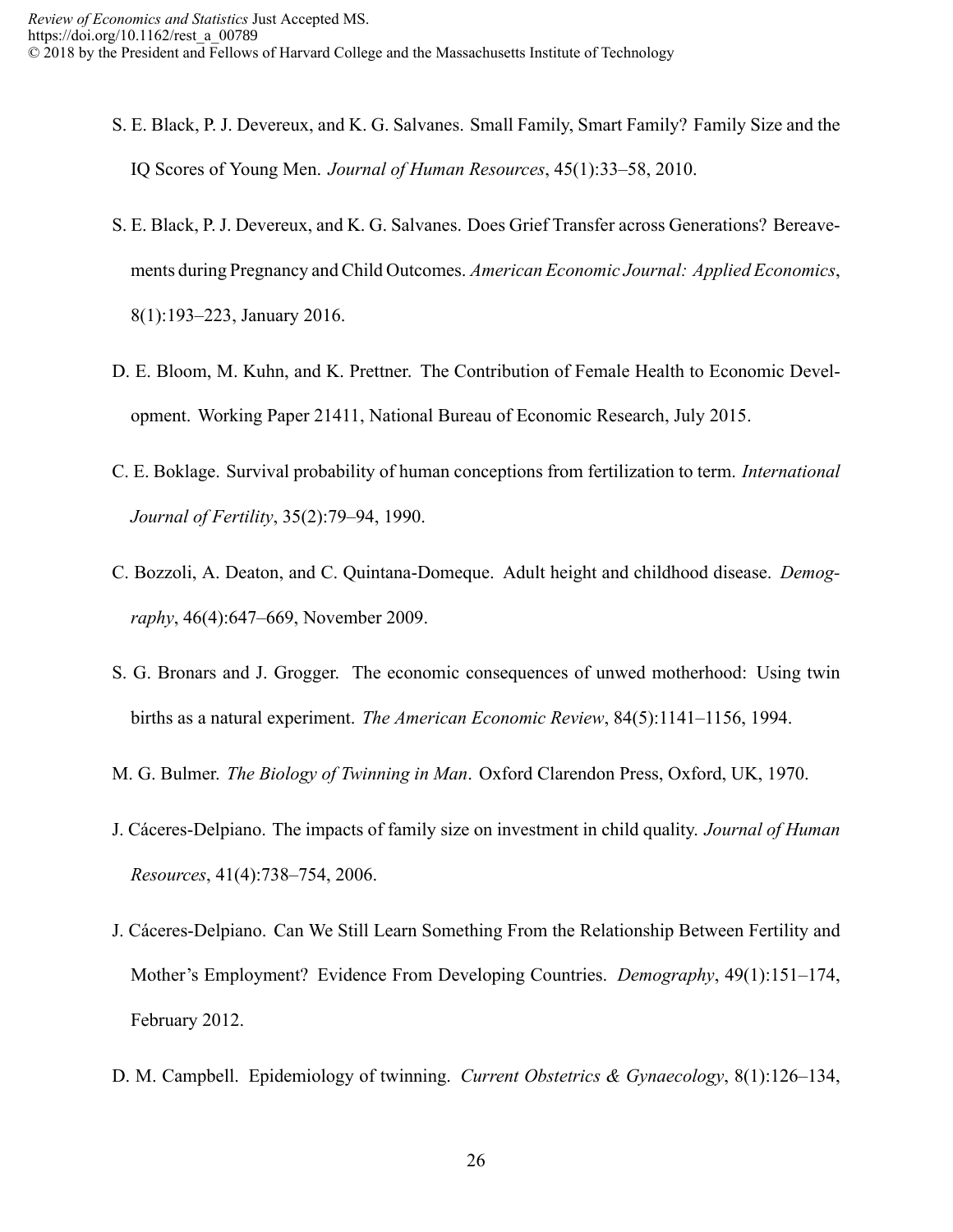S. E. Black, P. J. Devereux, and K. G. Salvanes. Small Family, Smart Family? Family Size and the IQ Scores of Young Men. *Journal of Human Resources*, 45(1):33–58, 2010.

S. E. Black, P. J. Devereux, and K. G. Salvanes. Does Grief Transfer across Generations? Bereavements during Pregnancy and Child Outcomes. *American Economic Journal: Applied Economics*, 8(1):193–223, January 2016.

D. E. Bloom, M. Kuhn, and K. Prettner. The Contribution of Female Health to Economic Development. Working Paper 21411, National Bureau of Economic Research, July 2015.

C. E. Boklage. Survival probability of human conceptions from fertilization to term. *International Journal of Fertility*, 35(2):79–94, 1990.

C. Bozzoli, A. Deaton, and C. Quintana-Domeque. Adult height and childhood disease. *Demography*, 46(4):647–669, November 2009.

S. G. Bronars and J. Grogger. The economic consequences of unwed motherhood: Using twin births as a natural experiment. *The American Economic Review*, 84(5):1141–1156, 1994.

M. G. Bulmer. *The Biology of Twinning in Man*. Oxford Clarendon Press, Oxford, UK, 1970.

J. Cáceres-Delpiano. The impacts of family size on investment in child quality. *Journal of Human Resources*, 41(4):738–754, 2006.

J. Cáceres-Delpiano. Can We Still Learn Something From the Relationship Between Fertility and Mother's Employment? Evidence From Developing Countries. *Demography*, 49(1):151–174, February 2012.

D. M. Campbell. Epidemiology of twinning. *Current Obstetrics & Gynaecology*, 8(1):126–134,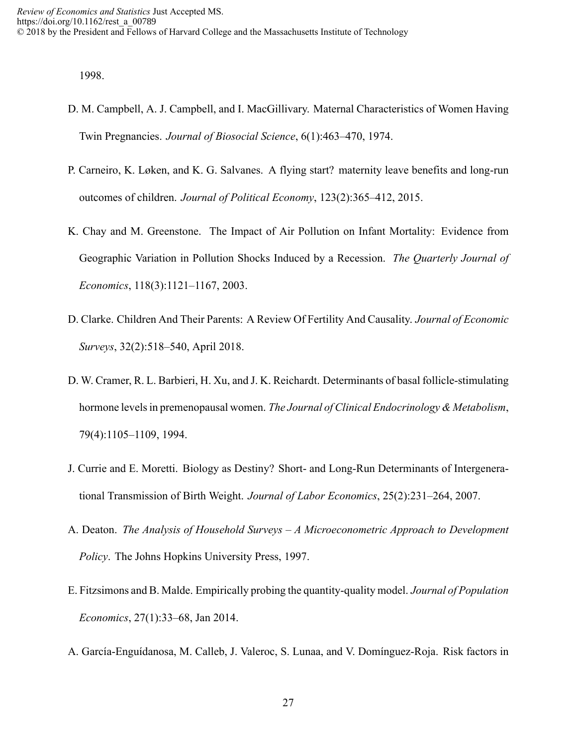1998.

D. M. Campbell, A. J. Campbell, and I. MacGillivary. Maternal Characteristics of Women Having Twin Pregnancies. *Journal of Biosocial Science*, 6(1):463–470, 1974.

P. Carneiro, K. Løken, and K. G. Salvanes. A flying start? maternity leave benefits and long-run outcomes of children. *Journal of Political Economy*, 123(2):365–412, 2015.

K. Chay and M. Greenstone. The Impact of Air Pollution on Infant Mortality: Evidence from Geographic Variation in Pollution Shocks Induced by a Recession. *The Quarterly Journal of Economics*, 118(3):1121–1167, 2003.

D. Clarke. Children And Their Parents: A Review Of Fertility And Causality. *Journal of Economic Surveys*, 32(2):518–540, April 2018.

D. W. Cramer, R. L. Barbieri, H. Xu, and J. K. Reichardt. Determinants of basal follicle-stimulating hormone levels in premenopausal women. *The Journal of Clinical Endocrinology & Metabolism*, 79(4):1105–1109, 1994.

J. Currie and E. Moretti. Biology as Destiny? Short- and Long-Run Determinants of Intergenerational Transmission of Birth Weight. *Journal of Labor Economics*, 25(2):231–264, 2007.

A. Deaton. *The Analysis of Household Surveys – A Microeconometric Approach to Development Policy*. The Johns Hopkins University Press, 1997.

E. Fitzsimons and B. Malde. Empirically probing the quantity-quality model. *Journal of Population Economics*, 27(1):33–68, Jan 2014.

A. García-Enguídanosa, M. Calleb, J. Valeroc, S. Lunaa, and V. Domínguez-Roja. Risk factors in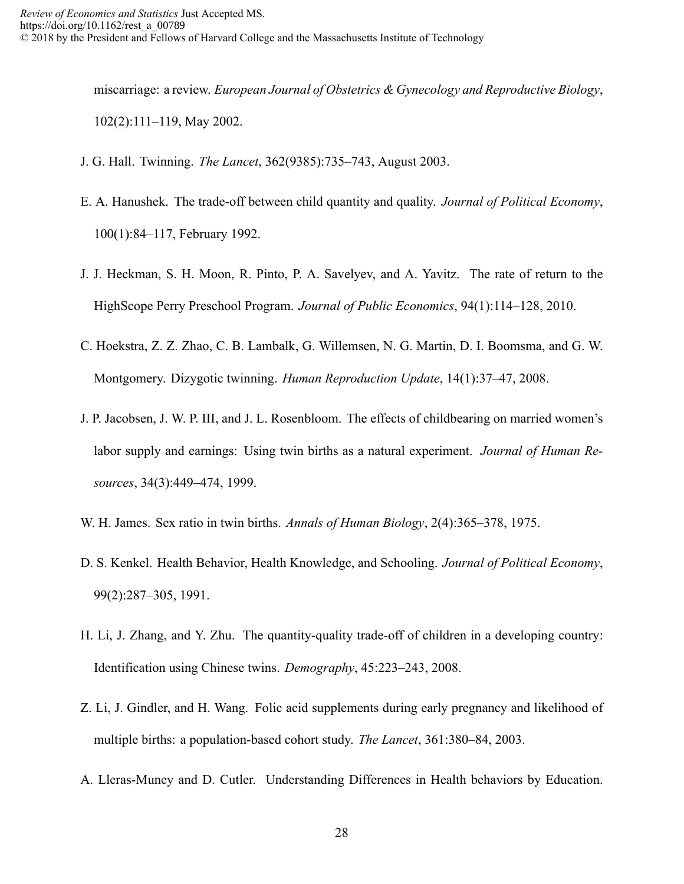miscarriage: a review. *European Journal of Obstetrics & Gynecology and Reproductive Biology*, 102(2):111–119, May 2002.

J. G. Hall. Twinning. *The Lancet*, 362(9385):735–743, August 2003.

E. A. Hanushek. The trade-off between child quantity and quality. *Journal of Political Economy*, 100(1):84–117, February 1992.

J. J. Heckman, S. H. Moon, R. Pinto, P. A. Savelyev, and A. Yavitz. The rate of return to the HighScope Perry Preschool Program. *Journal of Public Economics*, 94(1):114–128, 2010.

C. Hoekstra, Z. Z. Zhao, C. B. Lambalk, G. Willemsen, N. G. Martin, D. I. Boomsma, and G. W. Montgomery. Dizygotic twinning. *Human Reproduction Update*, 14(1):37–47, 2008.

J. P. Jacobsen, J. W. P. III, and J. L. Rosenbloom. The effects of childbearing on married women's labor supply and earnings: Using twin births as a natural experiment. *Journal of Human Resources*, 34(3):449–474, 1999.

W. H. James. Sex ratio in twin births. *Annals of Human Biology*, 2(4):365–378, 1975.

D. S. Kenkel. Health Behavior, Health Knowledge, and Schooling. *Journal of Political Economy*, 99(2):287–305, 1991.

H. Li, J. Zhang, and Y. Zhu. The quantity-quality trade-off of children in a developing country: Identification using Chinese twins. *Demography*, 45:223–243, 2008.

Z. Li, J. Gindler, and H. Wang. Folic acid supplements during early pregnancy and likelihood of multiple births: a population-based cohort study. *The Lancet*, 361:380–84, 2003.

A. Lleras-Muney and D. Cutler. Understanding Differences in Health behaviors by Education.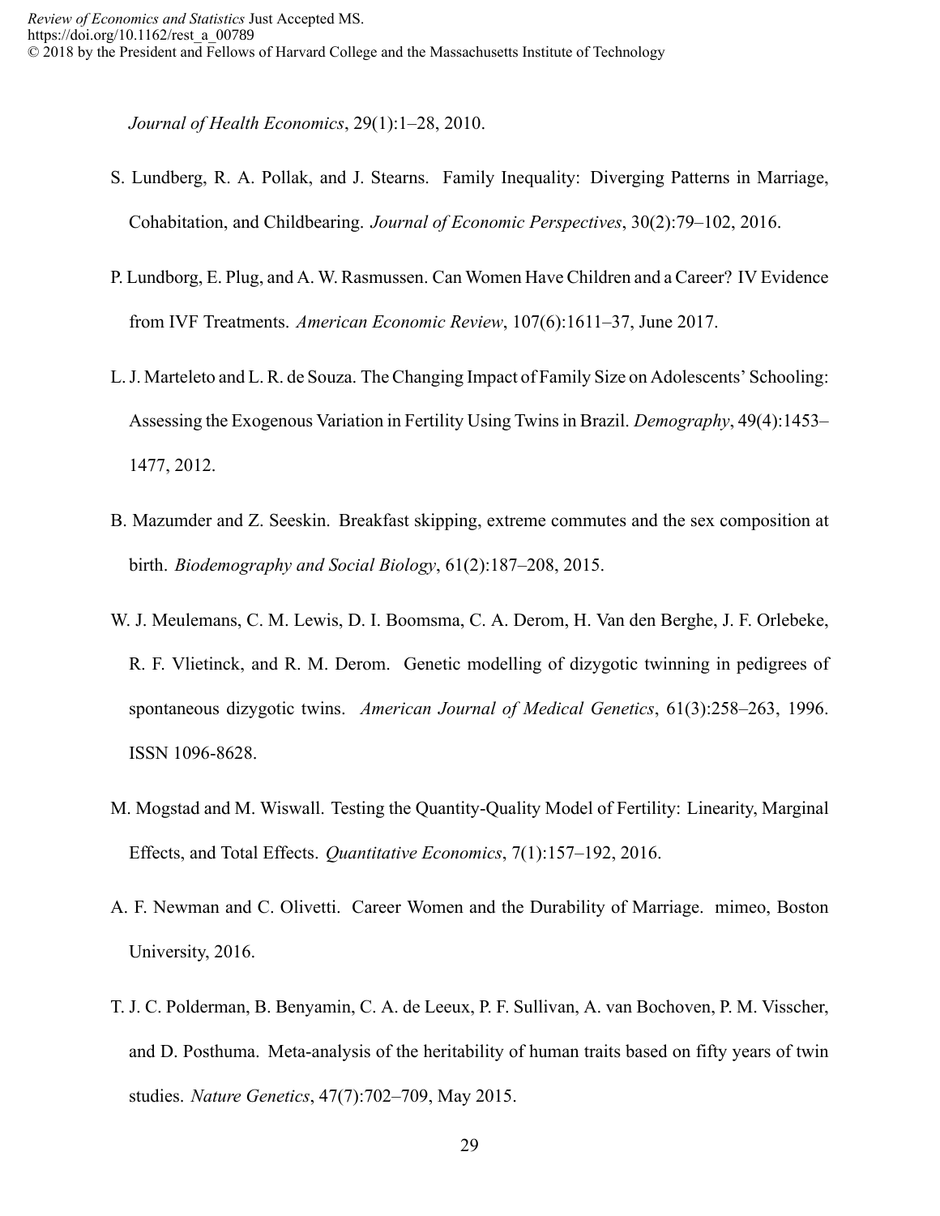*Journal of Health Economics*, 29(1):1–28, 2010.

S. Lundberg, R. A. Pollak, and J. Stearns. Family Inequality: Diverging Patterns in Marriage, Cohabitation, and Childbearing. *Journal of Economic Perspectives*, 30(2):79–102, 2016.

P. Lundborg, E. Plug, and A. W. Rasmussen. Can Women Have Children and a Career? IV Evidence from IVF Treatments. *American Economic Review*, 107(6):1611–37, June 2017.

L. J. Marteleto and L. R. de Souza. The Changing Impact of Family Size on Adolescents' Schooling: Assessing the Exogenous Variation in Fertility Using Twins in Brazil. *Demography*, 49(4):1453–1477, 2012.

B. Mazumder and Z. Seeskin. Breakfast skipping, extreme commutes and the sex composition at birth. *Biodemography and Social Biology*, 61(2):187–208, 2015.

W. J. Meulemans, C. M. Lewis, D. I. Boomsma, C. A. Derom, H. Van den Berghe, J. F. Orlebeke, R. F. Vlietinck, and R. M. Derom. Genetic modelling of dizygotic twinning in pedigrees of spontaneous dizygotic twins. *American Journal of Medical Genetics*, 61(3):258–263, 1996. ISSN 1096-8628.

M. Mogstad and M. Wiswall. Testing the Quantity-Quality Model of Fertility: Linearity, Marginal Effects, and Total Effects. *Quantitative Economics*, 7(1):157–192, 2016.

A. F. Newman and C. Olivetti. Career Women and the Durability of Marriage. mimeo, Boston University, 2016.

T. J. C. Polderman, B. Benyamin, C. A. de Leeux, P. F. Sullivan, A. van Bochoven, P. M. Visscher, and D. Posthuma. Meta-analysis of the heritability of human traits based on fifty years of twin studies. *Nature Genetics*, 47(7):702–709, May 2015.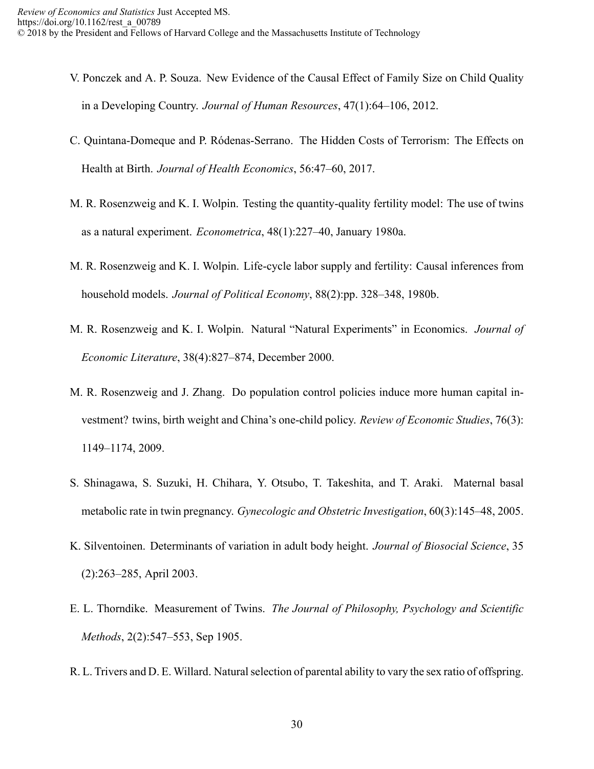V. Ponczek and A. P. Souza. New Evidence of the Causal Effect of Family Size on Child Quality in a Developing Country. *Journal of Human Resources*, 47(1):64–106, 2012.

C. Quintana-Domeque and P. Ródenas-Serrano. The Hidden Costs of Terrorism: The Effects on Health at Birth. *Journal of Health Economics*, 56:47–60, 2017.

M. R. Rosenzweig and K. I. Wolpin. Testing the quantity-quality fertility model: The use of twins as a natural experiment. *Econometrica*, 48(1):227–40, January 1980a.

M. R. Rosenzweig and K. I. Wolpin. Life-cycle labor supply and fertility: Causal inferences from household models. *Journal of Political Economy*, 88(2):pp. 328–348, 1980b.

M. R. Rosenzweig and K. I. Wolpin. Natural "Natural Experiments" in Economics. *Journal of Economic Literature*, 38(4):827–874, December 2000.

M. R. Rosenzweig and J. Zhang. Do population control policies induce more human capital investment? twins, birth weight and China's one-child policy. *Review of Economic Studies*, 76(3): 1149–1174, 2009.

S. Shinagawa, S. Suzuki, H. Chihara, Y. Otsubo, T. Takeshita, and T. Araki. Maternal basal metabolic rate in twin pregnancy. *Gynecologic and Obstetric Investigation*, 60(3):145–48, 2005.

K. Silventoinen. Determinants of variation in adult body height. *Journal of Biosocial Science*, 35 (2):263–285, April 2003.

E. L. Thorndike. Measurement of Twins. *The Journal of Philosophy, Psychology and Scientific Methods*, 2(2):547–553, Sep 1905.

R. L. Trivers and D. E. Willard. Natural selection of parental ability to vary the sex ratio of offspring.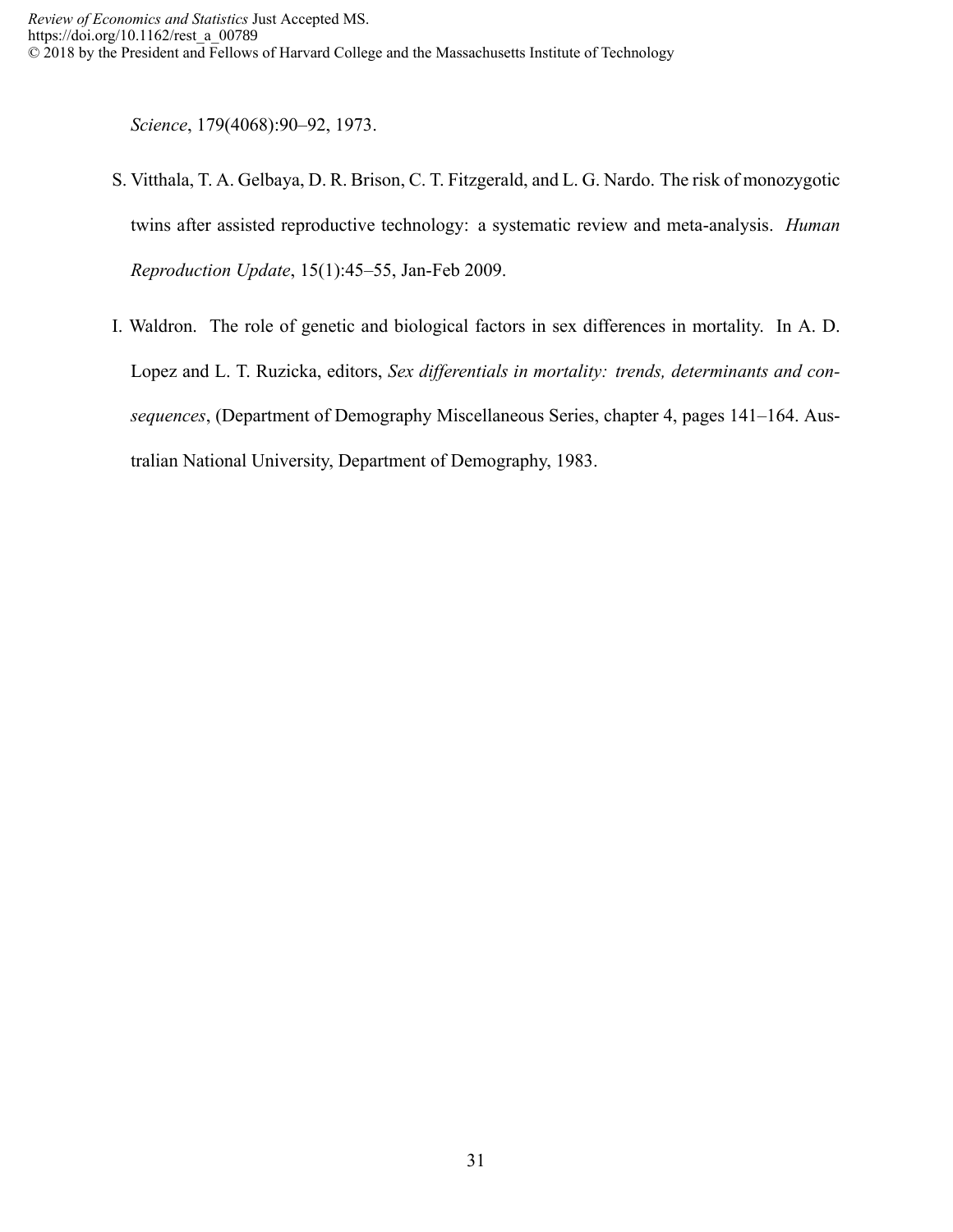*Science*, 179(4068):90–92, 1973.

S. Vitthala, T. A. Gelbaya, D. R. Brison, C. T. Fitzgerald, and L. G. Nardo. The risk of monozygotic twins after assisted reproductive technology: a systematic review and meta-analysis. *Human Reproduction Update*, 15(1):45–55, Jan-Feb 2009.

I. Waldron. The role of genetic and biological factors in sex differences in mortality. In A. D. Lopez and L. T. Ruzicka, editors, *Sex differentials in mortality: trends, determinants and consequences*, (Department of Demography Miscellaneous Series, chapter 4, pages 141–164. Australian National University, Department of Demography, 1983.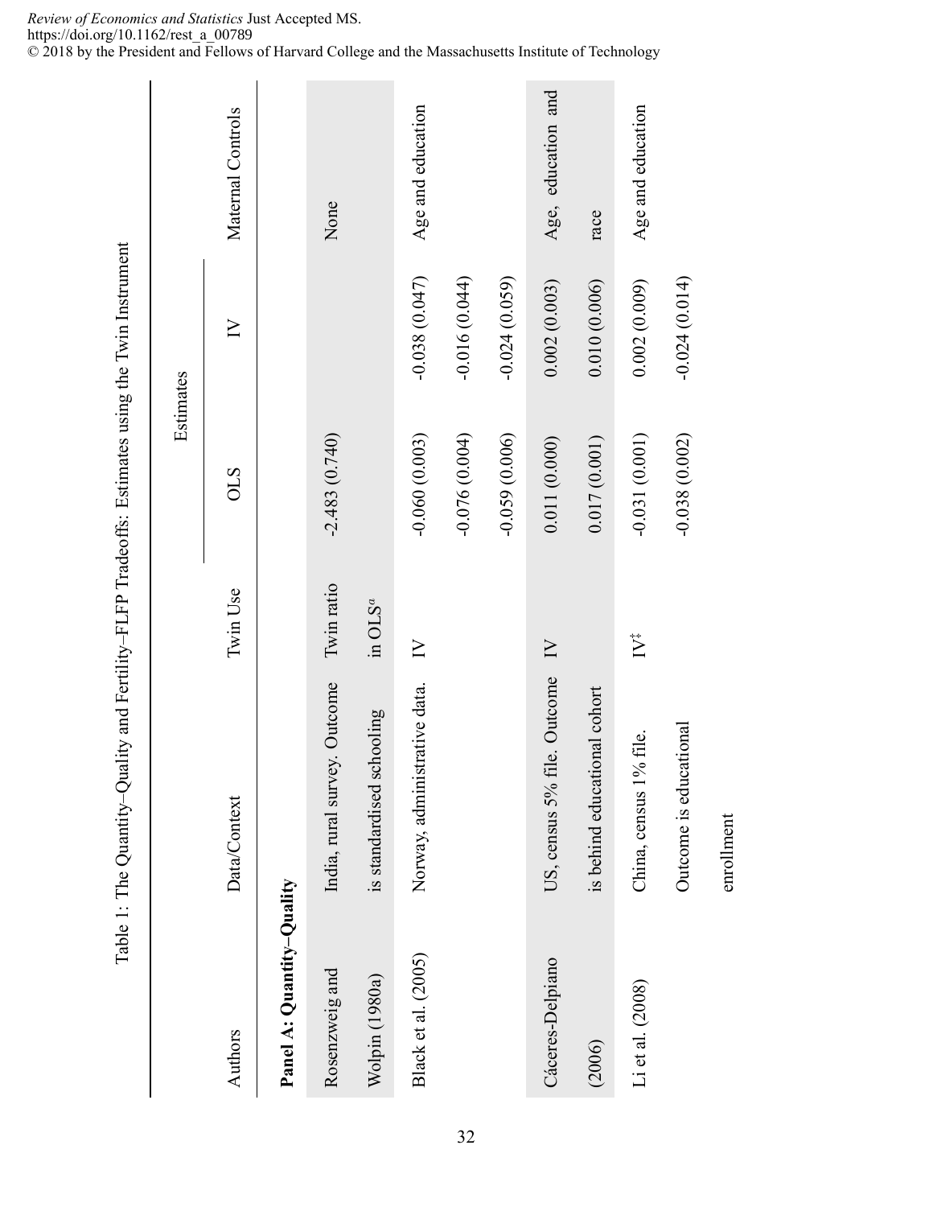Table 1: The Quantity–Quality and Fertility–FLFP Tradeoffs: Estimates using the Twin Instrument

| Authors | Data/Context | Twin Use | Estimates | | Maternal Controls |
|---|---|---|---|---|---|
| | | | OLS | IV | |
| **Panel A: Quantity–Quality** | | | | | |
| Rosenzweig and Wolpin (1980a) | India, rural survey. Outcome is standardised schooling | Twin ratio in OLS[a] | -2.483 (0.740) | | None |
| Black et al. (2005) | Norway, administrative data. | IV | -0.060 (0.003) | -0.038 (0.047) | Age and education |
| | | | -0.076 (0.004) | -0.016 (0.044) | |
| | | | -0.059 (0.006) | -0.024 (0.059) | |
| Cáceres-Delpiano (2006) | US, census 5% file. Outcome is behind educational cohort | IV | 0.011 (0.000) | 0.002 (0.003) | Age, education and race |
| | | | 0.017 (0.001) | 0.010 (0.006) | |
| Li et al. (2008) | China, census 1% file. Outcome is educational enrollment | IV[‡] | -0.031 (0.001) | 0.002 (0.009) | Age and education |
| | | | -0.038 (0.002) | -0.024 (0.014) | |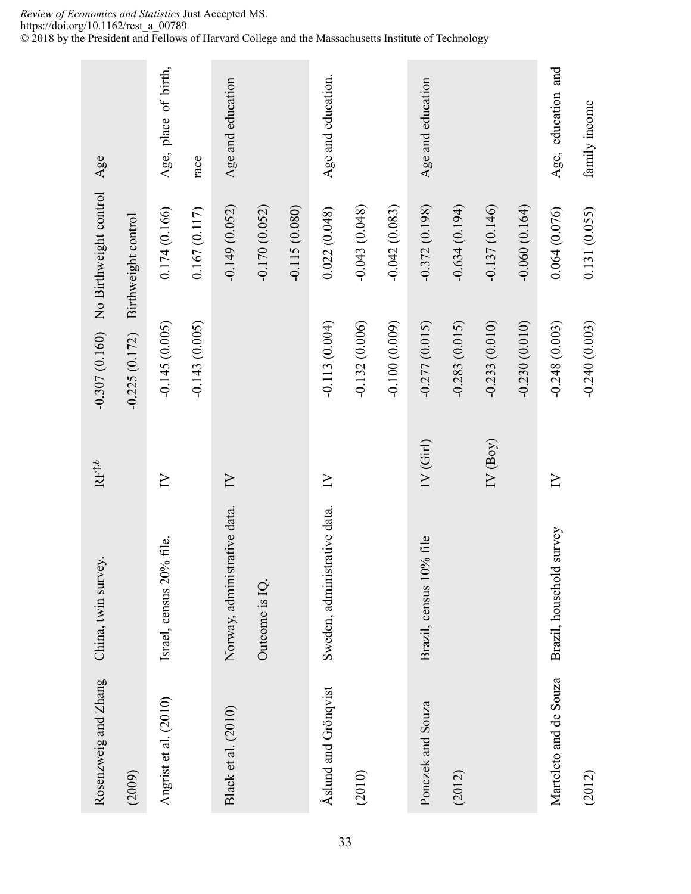| Rosenzweig and Zhang (2009) | China, twin survey. | RF[‡,b] | -0.307 (0.160) | No Birthweight control | Age |
|---|---|---|---|---|---|
| | | | -0.225 (0.172) | Birthweight control | |
| Angrist et al. (2010) | Israel, census 20% file. | IV | -0.145 (0.005) | 0.174 (0.166) | Age, place of birth, race |
| | | | -0.143 (0.005) | 0.167 (0.117) | |
| Black et al. (2010) | Norway, administrative data. Outcome is IQ. | IV | | -0.149 (0.052) | Age and education |
| | | | | -0.170 (0.052) | |
| | | | | -0.115 (0.080) | |
| Åslund and Grönqvist (2010) | Sweden, administrative data. | IV | -0.113 (0.004) | 0.022 (0.048) | Age and education. |
| | | | -0.132 (0.006) | -0.043 (0.048) | |
| | | | -0.100 (0.009) | -0.042 (0.083) | |
| Ponczek and Souza (2012) | Brazil, census 10% file | IV (Girl) | -0.277 (0.015) | -0.372 (0.198) | Age and education |
| | | | -0.283 (0.015) | -0.634 (0.194) | |
| | | IV (Boy) | -0.233 (0.010) | -0.137 (0.146) | |
| | | | -0.230 (0.010) | -0.060 (0.164) | |
| Marteleto and de Souza (2012) | Brazil, household survey | IV | -0.248 (0.003) | 0.064 (0.076) | Age, education and family income |
| | | | -0.240 (0.003) | 0.131 (0.055) | |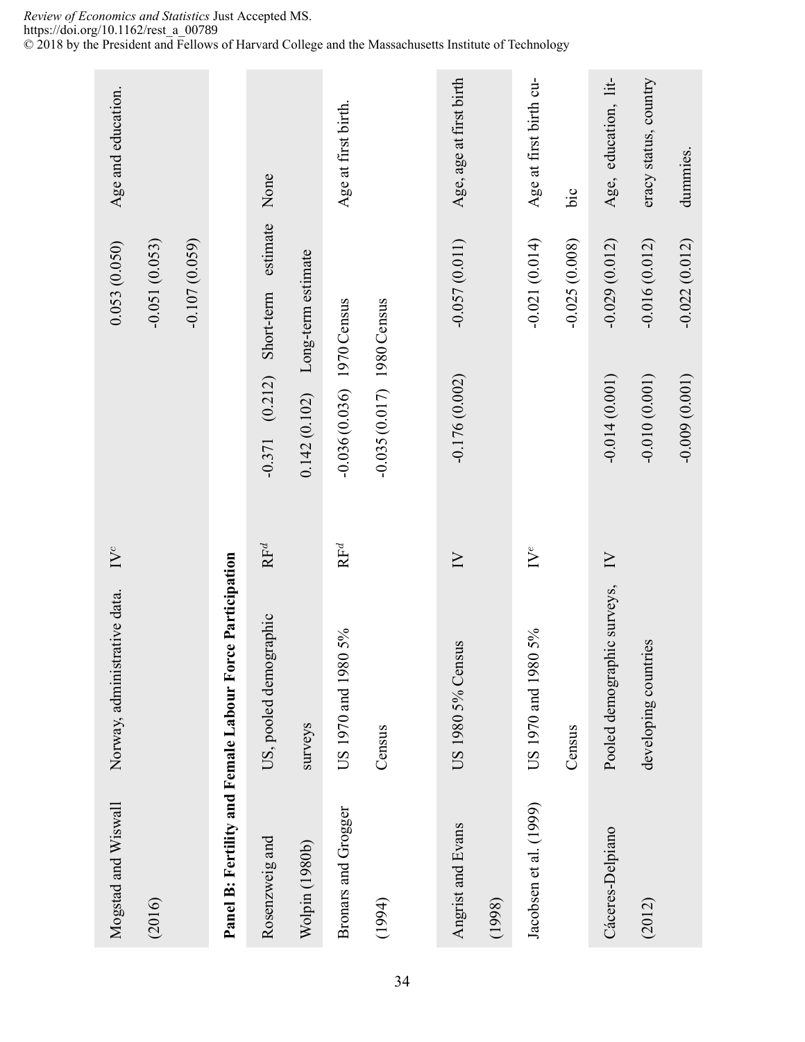| | | | | | |
|---|---|---|---|---|---|
| Mogstad and Wiswall (2016) | Norway, administrative data. | IV[c] | | 0.053 (0.050)<br>-0.051 (0.053)<br>-0.107 (0.059) | Age and education. |
| **Panel B: Fertility and Female Labour Force Participation** | | | | | |
| Rosenzweig and Wolpin (1980b) | US, pooled demographic surveys | RF[d] | -0.371 (0.212)<br>0.142 (0.102) | Short-term estimate<br>Long-term estimate | None |
| Bronars and Grogger (1994) | US 1970 and 1980 5% Census | RF[d] | -0.036 (0.036)<br>-0.035 (0.017) | 1970 Census<br>1980 Census | Age at first birth. |
| Angrist and Evans (1998) | US 1980 5% Census | IV | -0.176 (0.002) | -0.057 (0.011) | Age, age at first birth |
| Jacobsen et al. (1999) | US 1970 and 1980 5% Census | IV[e] | | -0.021 (0.014)<br>-0.025 (0.008) | Age at first birth cubic |
| Cáceres-Delpiano (2012) | Pooled demographic surveys, developing countries | IV | -0.014 (0.001)<br>-0.010 (0.001)<br>-0.009 (0.001) | -0.029 (0.012)<br>-0.016 (0.012)<br>-0.022 (0.012) | Age, education, literacy status, country dummies. |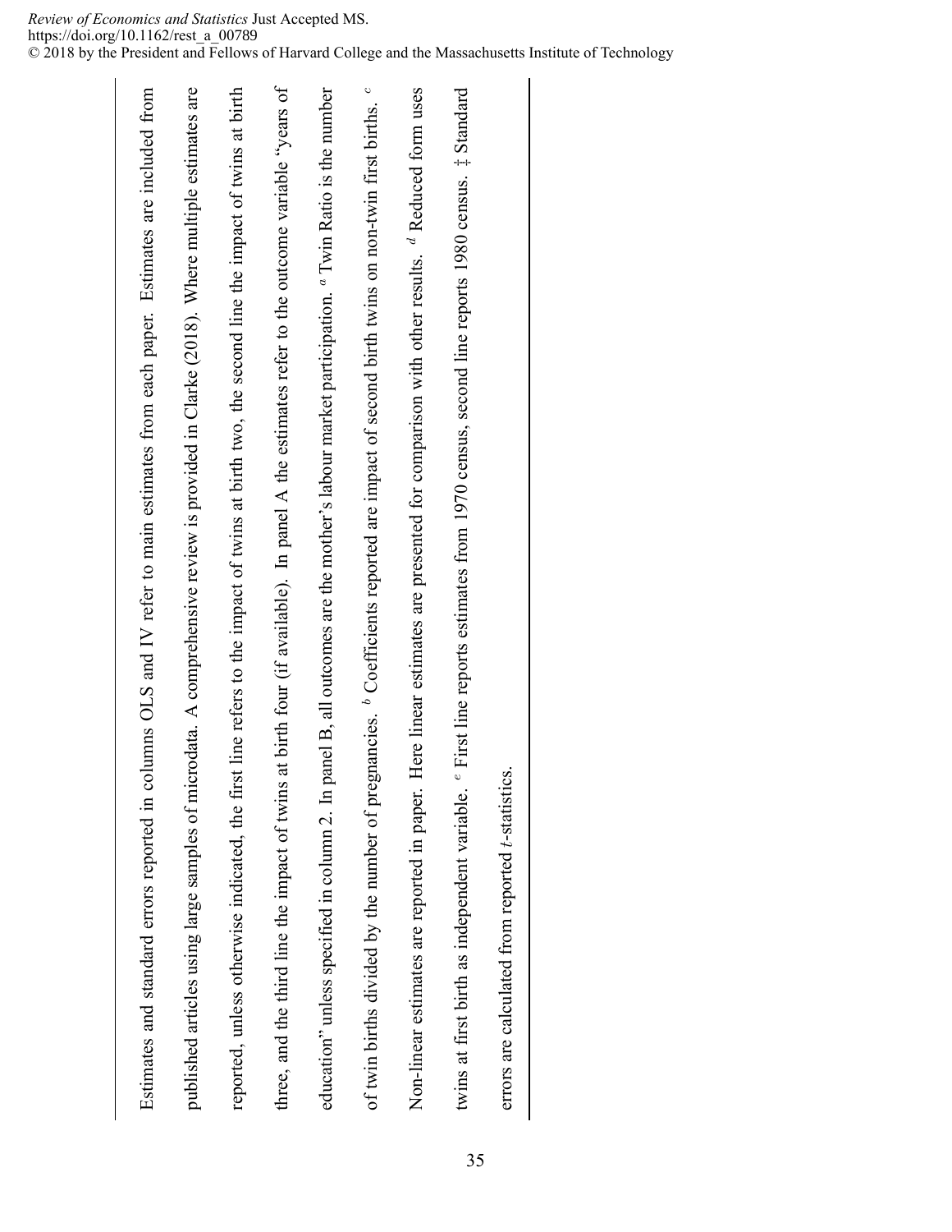Estimates and standard errors reported in columns OLS and IV refer to main estimates from each paper. Estimates are included from published articles using large samples of microdata. A comprehensive review is provided in Clarke (2018). Where multiple estimates are reported, unless otherwise indicated, the first line refers to the impact of twins at birth two, the second line the impact of twins at birth three, and the third line the impact of twins at birth four (if available). In panel A the estimates refer to the outcome variable "years of education" unless specified in column 2. In panel B, all outcomes are the mother's labour market participation. [a] Twin Ratio is the number of twin births divided by the number of pregnancies. [b] Coefficients reported are impact of second birth twins on non-twin first births. [c] Non-linear estimates are reported in paper. Here linear estimates are presented for comparison with other results. [d] Reduced form uses twins at first birth as independent variable. [e] First line reports estimates from 1970 census, second line reports 1980 census. ‡ Standard errors are calculated from reported $t$-statistics.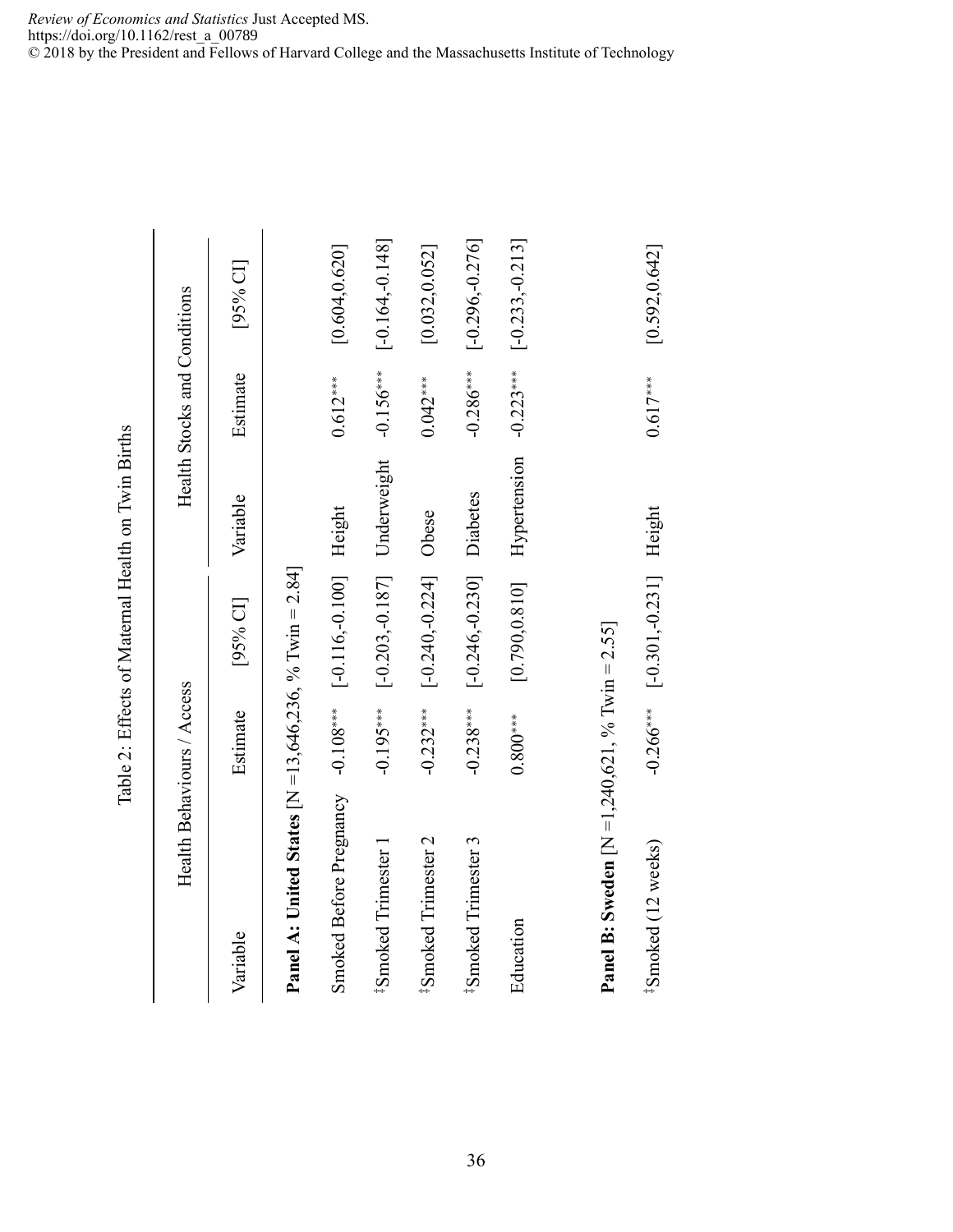Table 2: Effects of Maternal Health on Twin Births

| Health Behaviours / Access | | | Health Stocks and Conditions | | |
|---|---|---|---|---|---|
| Variable | Estimate | [95% CI] | Variable | Estimate | [95% CI] |
| **Panel A: United States** [N =13,646,236, % Twin = 2.84] | | | | | |
| Smoked Before Pregnancy | -0.108*** | [-0.116,-0.100] | Height | 0.612*** | [0.604,0.620] |
| ‡Smoked Trimester 1 | -0.195*** | [-0.203,-0.187] | Underweight | -0.156*** | [-0.164,-0.148] |
| ‡Smoked Trimester 2 | -0.232*** | [-0.240,-0.224] | Obese | 0.042*** | [0.032,0.052] |
| ‡Smoked Trimester 3 | -0.238*** | [-0.246,-0.230] | Diabetes | -0.286*** | [-0.296,-0.276] |
| Education | 0.800*** | [0.790,0.810] | Hypertension | -0.223*** | [-0.233,-0.213] |
| **Panel B: Sweden** [N =1,240,621, % Twin = 2.55] | | | | | |
| ‡Smoked (12 weeks) | -0.266*** | [-0.301,-0.231] | Height | 0.617*** | [0.592,0.642] |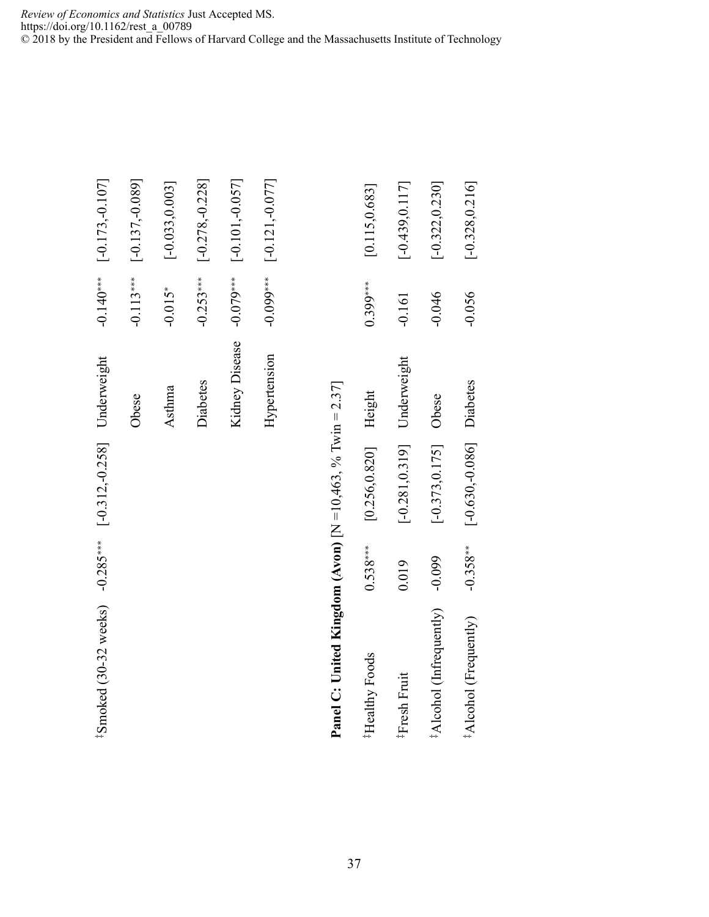| | | | | | |
|---|---|---|---|---|---|
| ‡Smoked (30-32 weeks) | -0.285*** | [-0.312,-0.258] | Underweight | -0.140*** | [-0.173,-0.107] |
| | | | Obese | -0.113*** | [-0.137,-0.089] |
| | | | Asthma | -0.015* | [-0.033,0.003] |
| | | | Diabetes | -0.253*** | [-0.278,-0.228] |
| | | | Kidney Disease | -0.079*** | [-0.101,-0.057] |
| | | | Hypertension | -0.099*** | [-0.121,-0.077] |
| **Panel C: United Kingdom (Avon)** [N =10,463, % Twin = 2.37] | | | | | |
| ‡Healthy Foods | 0.538*** | [0.256,0.820] | Height | 0.399*** | [0.115,0.683] |
| ‡Fresh Fruit | 0.019 | [-0.281,0.319] | Underweight | -0.161 | [-0.439,0.117] |
| ‡Alcohol (Infrequently) | -0.099 | [-0.373,0.175] | Obese | -0.046 | [-0.322,0.230] |
| ‡Alcohol (Frequently) | -0.358** | [-0.630,-0.086] | Diabetes | -0.056 | [-0.328,0.216] |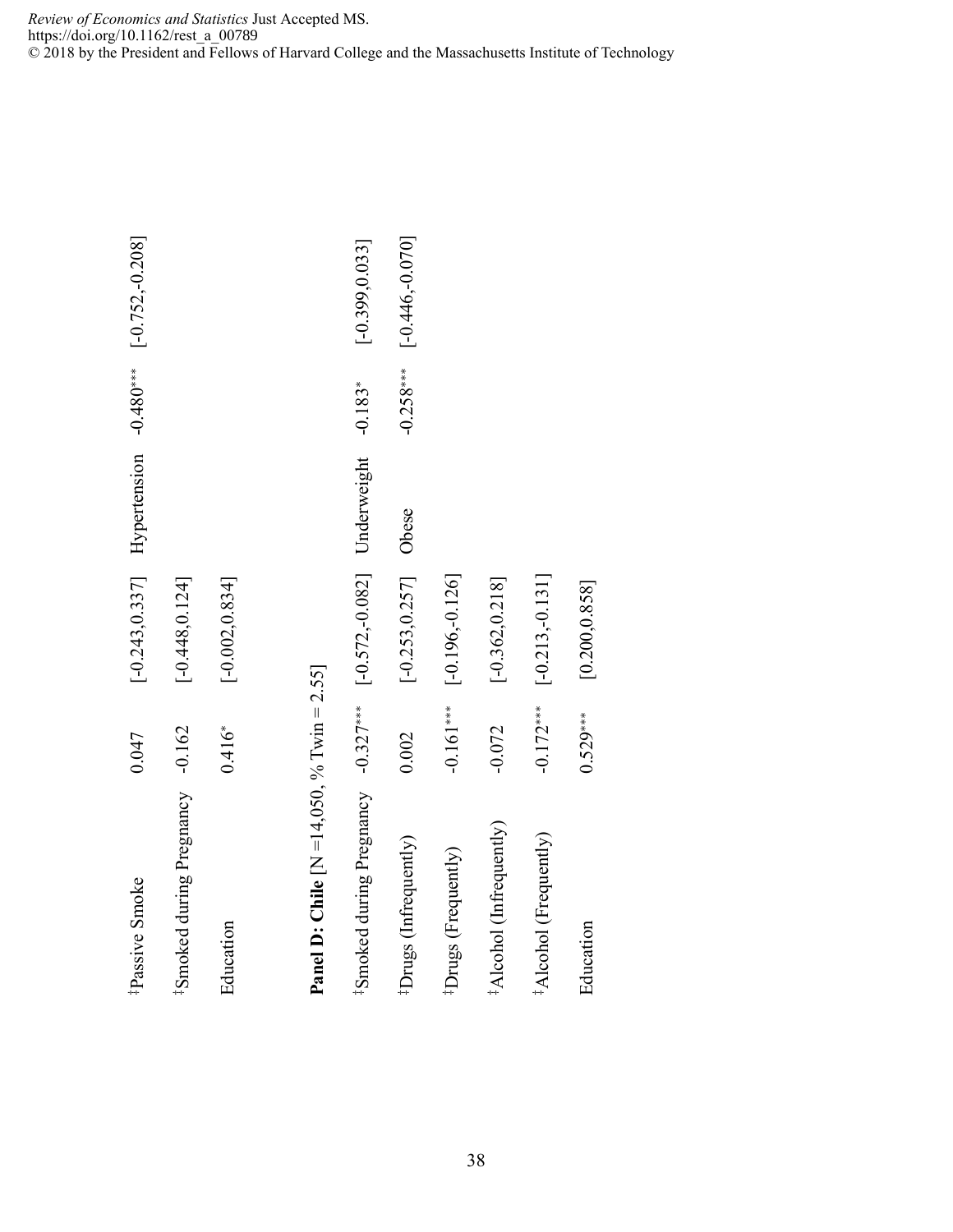| | | | | | |
|---|---|---|---|---|---|
| ‡Passive Smoke | 0.047 | [-0.243,0.337] | Hypertension | -0.480*** | [-0.752,-0.208] |
| ‡Smoked during Pregnancy | -0.162 | [-0.448,0.124] | | | |
| Education | 0.416* | [-0.002,0.834] | | | |
| **Panel D: Chile** [N =14,050, % Twin = 2.55] | | | | | |
| ‡Smoked during Pregnancy | -0.327*** | [-0.572,-0.082] | Underweight | -0.183* | [-0.399,0.033] |
| ‡Drugs (Infrequently) | 0.002 | [-0.253,0.257] | Obese | -0.258*** | [-0.446,-0.070] |
| ‡Drugs (Frequently) | -0.161*** | [-0.196,-0.126] | | | |
| ‡Alcohol (Infrequently) | -0.072 | [-0.362,0.218] | | | |
| ‡Alcohol (Frequently) | -0.172*** | [-0.213,-0.131] | | | |
| Education | 0.529*** | [0.200,0.858] | | | |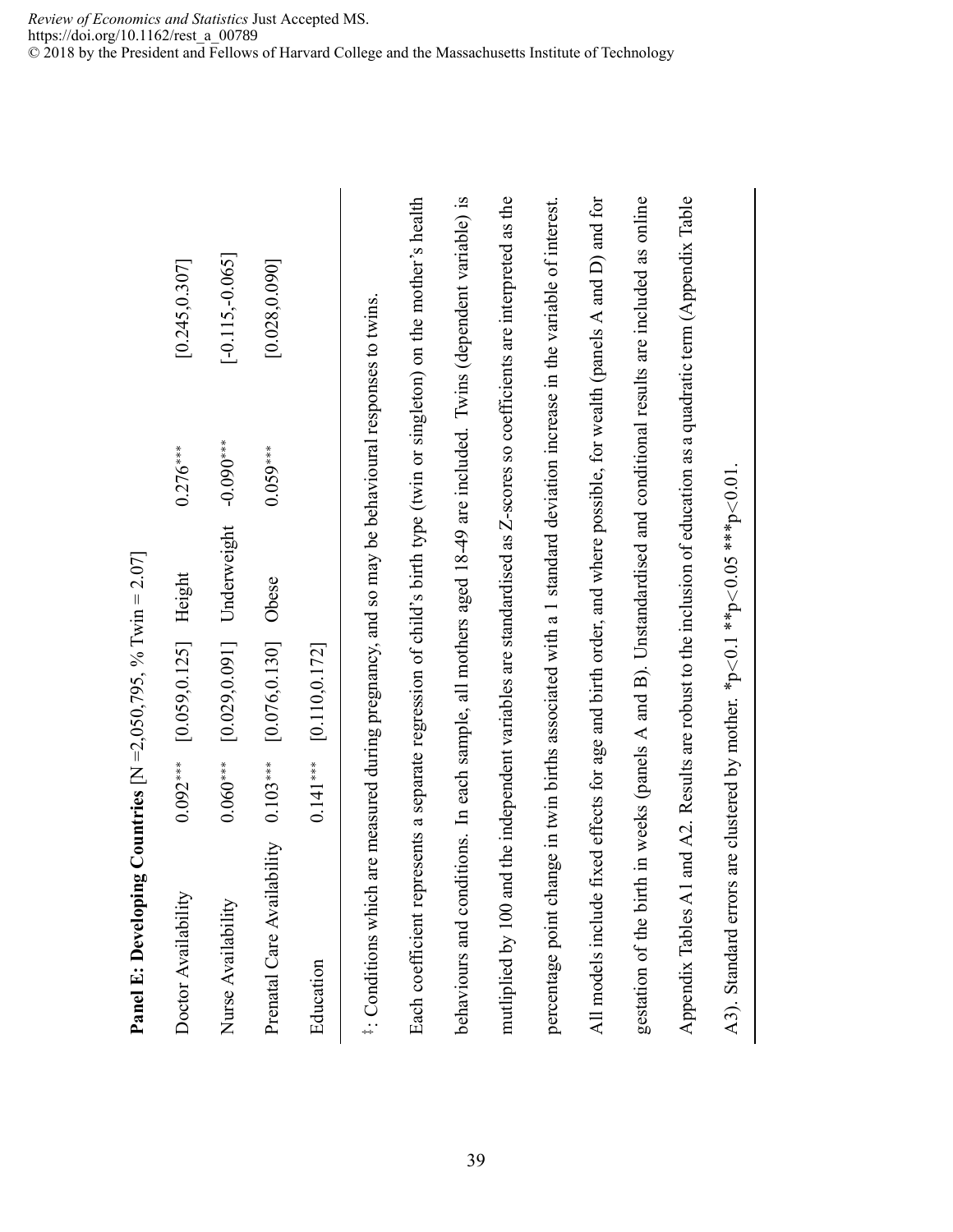**Panel E: Developing Countries** [N =2,050,795, % Twin = 2.07]

| | | | | | |
|---|---|---|---|---|---|
| Doctor Availability | 0.092*** | [0.059,0.125] | Height | 0.276*** | [0.245,0.307] |
| Nurse Availability | 0.060*** | [0.029,0.091] | Underweight | -0.090*** | [-0.115,-0.065] |
| Prenatal Care Availability | 0.103*** | [0.076,0.130] | Obese | 0.059*** | [0.028,0.090] |
| Education | 0.141*** | [0.110,0.172] | | | |

‡: Conditions which are measured during pregnancy, and so may be behavioural responses to twins.

Each coefficient represents a separate regression of child's birth type (twin or singleton) on the mother's health behaviours and conditions. In each sample, all mothers aged 18-49 are included. Twins (dependent variable) is mutliplied by 100 and the independent variables are standardised as Z-scores so coefficients are interpreted as the percentage point change in twin births associated with a 1 standard deviation increase in the variable of interest. All models include fixed effects for age and birth order, and where possible, for wealth (panels A and D) and for gestation of the birth in weeks (panels A and B). Unstandardised and conditional results are included as online Appendix Tables A1 and A2. Results are robust to the inclusion of education as a quadratic term (Appendix Table A3). Standard errors are clustered by mother. *p<0.1 **p<0.05 ***p<0.01.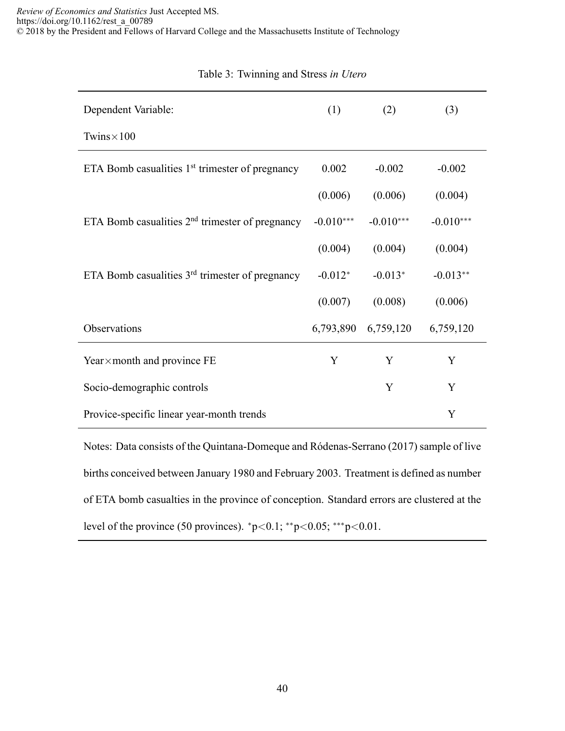Table 3: Twinning and Stress *in Utero*

| Dependent Variable: Twins×100 | (1) | (2) | (3) |
|---|---|---|---|
| ETA Bomb casualities 1st trimester of pregnancy | 0.002 | -0.002 | -0.002 |
| | (0.006) | (0.006) | (0.004) |
| ETA Bomb casualities 2nd trimester of pregnancy | -0.010*** | -0.010*** | -0.010*** |
| | (0.004) | (0.004) | (0.004) |
| ETA Bomb casualities 3rd trimester of pregnancy | -0.012* | -0.013* | -0.013** |
| | (0.007) | (0.008) | (0.006) |
| Observations | 6,793,890 | 6,759,120 | 6,759,120 |
| Year×month and province FE | Y | Y | Y |
| Socio-demographic controls | | Y | Y |
| Provice-specific linear year-month trends | | | Y |

Notes: Data consists of the Quintana-Domeque and Ródenas-Serrano (2017) sample of live births conceived between January 1980 and February 2003. Treatment is defined as number of ETA bomb casualties in the province of conception. Standard errors are clustered at the level of the province (50 provinces). *p<0.1; **p<0.05; ***p<0.01.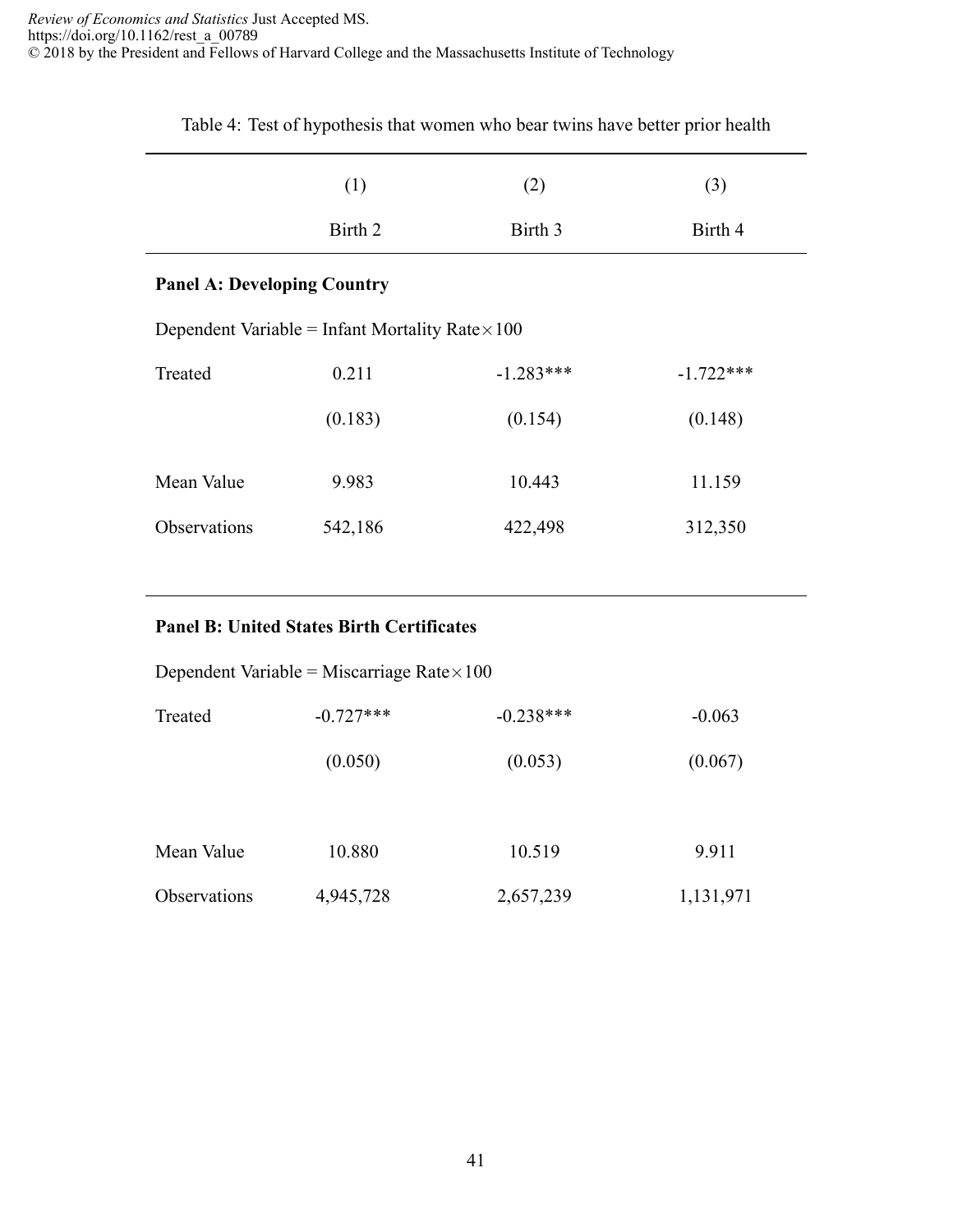Table 4: Test of hypothesis that women who bear twins have better prior health

| | (1) | (2) | (3) |
|---|---|---|---|
| | Birth 2 | Birth 3 | Birth 4 |
| **Panel A: Developing Country** | | | |
| Dependent Variable = Infant Mortality Rate$\times$100 | | | |
| Treated | 0.211 | -1.283*** | -1.722*** |
| | (0.183) | (0.154) | (0.148) |
| Mean Value | 9.983 | 10.443 | 11.159 |
| Observations | 542,186 | 422,498 | 312,350 |
| **Panel B: United States Birth Certificates** | | | |
| Dependent Variable = Miscarriage Rate$\times$100 | | | |
| Treated | -0.727*** | -0.238*** | -0.063 |
| | (0.050) | (0.053) | (0.067) |
| Mean Value | 10.880 | 10.519 | 9.911 |
| Observations | 4,945,728 | 2,657,239 | 1,131,971 |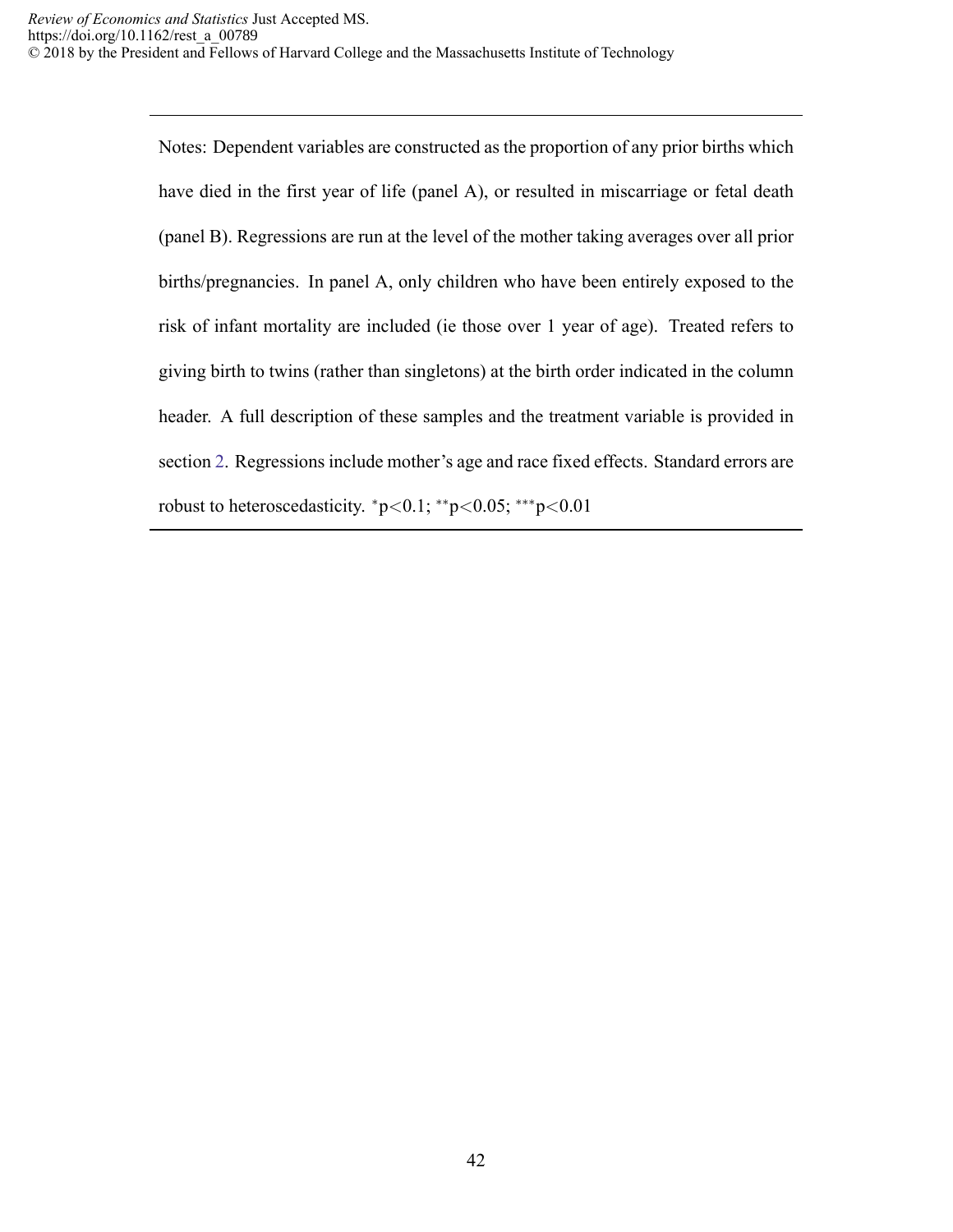Notes: Dependent variables are constructed as the proportion of any prior births which have died in the first year of life (panel A), or resulted in miscarriage or fetal death (panel B). Regressions are run at the level of the mother taking averages over all prior births/pregnancies. In panel A, only children who have been entirely exposed to the risk of infant mortality are included (ie those over 1 year of age). Treated refers to giving birth to twins (rather than singletons) at the birth order indicated in the column header. A full description of these samples and the treatment variable is provided in section 2. Regressions include mother's age and race fixed effects. Standard errors are robust to heteroscedasticity. $^{*}$p<0.1; $^{**}$p<0.05; $^{***}$p<0.01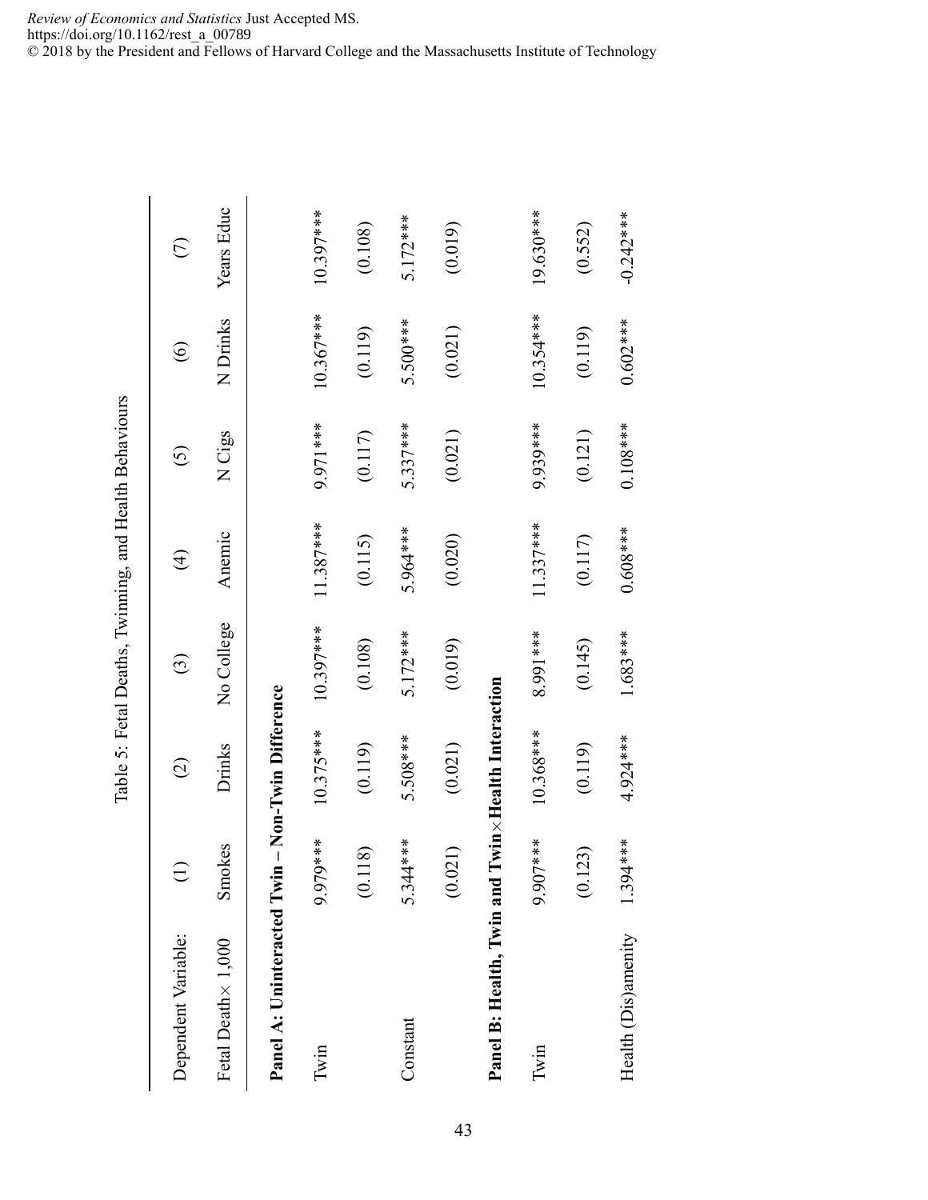Table 5: Fetal Deaths, Twinning, and Health Behaviours

| Dependent Variable: | (1) | (2) | (3) | (4) | (5) | (6) | (7) |
|---|---|---|---|---|---|---|---|
| Fetal Death× 1,000 | Smokes | Drinks | No College | Anemic | N Cigs | N Drinks | Years Educ |
| **Panel A: Uninteracted Twin – Non-Twin Difference** | | | | | | | |
| Twin | 9.979*** | 10.375*** | 10.397*** | 11.387*** | 9.971*** | 10.367*** | 10.397*** |
| | (0.118) | (0.119) | (0.108) | (0.115) | (0.117) | (0.119) | (0.108) |
| Constant | 5.344*** | 5.508*** | 5.172*** | 5.964*** | 5.337*** | 5.500*** | 5.172*** |
| | (0.021) | (0.021) | (0.019) | (0.020) | (0.021) | (0.021) | (0.019) |
| **Panel B: Health, Twin and Twin×Health Interaction** | | | | | | | |
| Twin | 9.907*** | 10.368*** | 8.991*** | 11.337*** | 9.939*** | 10.354*** | 19.630*** |
| | (0.123) | (0.119) | (0.145) | (0.117) | (0.121) | (0.119) | (0.552) |
| Health (Dis)amenity | 1.394*** | 4.924*** | 1.683*** | 0.608*** | 0.108*** | 0.602*** | -0.242*** |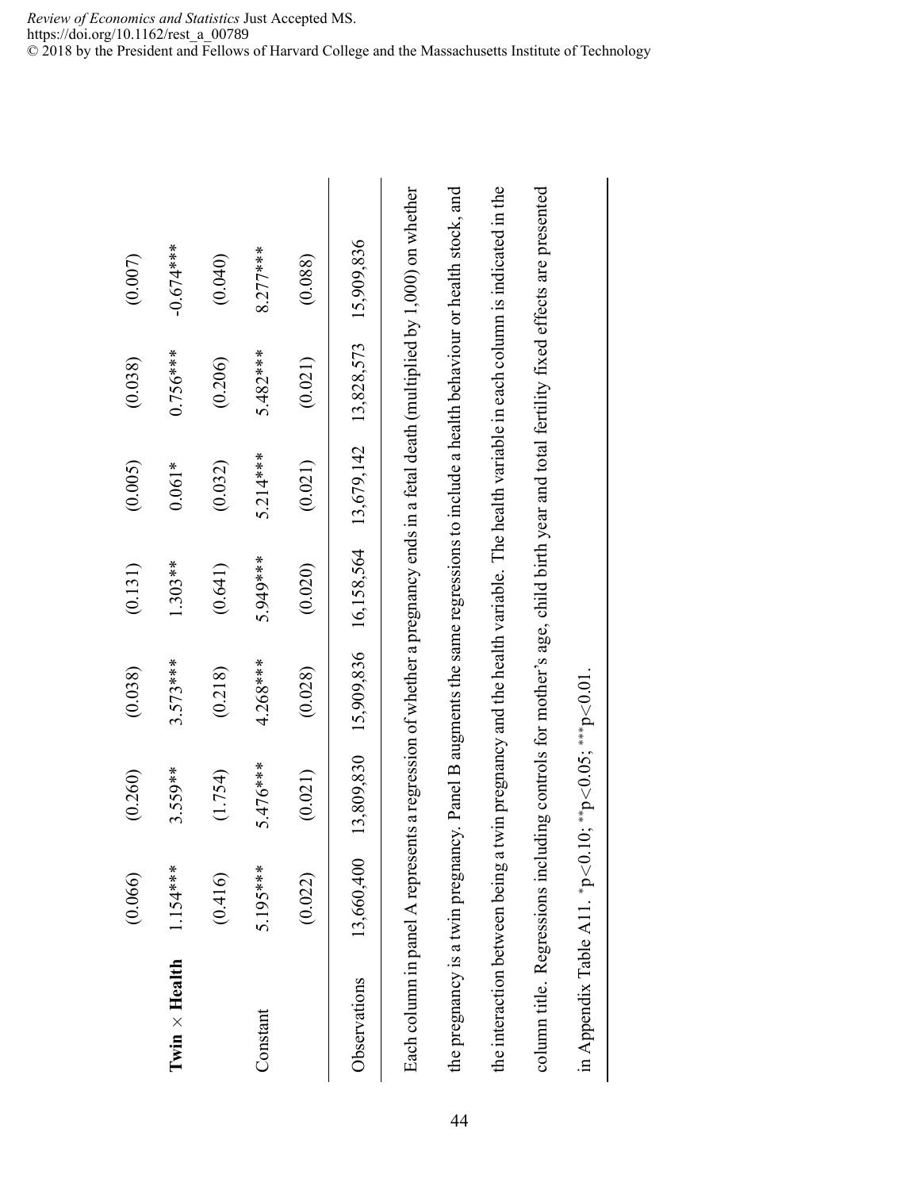| | | | | | | | |
|---|---|---|---|---|---|---|---|
| | (0.066) | (0.260) | (0.038) | (0.131) | (0.005) | (0.038) | (0.007) |
| **Twin × Health** | 1.154*** | 3.559** | 3.573*** | 1.303** | 0.061* | 0.756*** | -0.674*** |
| | (0.416) | (1.754) | (0.218) | (0.641) | (0.032) | (0.206) | (0.040) |
| Constant | 5.195*** | 5.476*** | 4.268*** | 5.949*** | 5.214*** | 5.482*** | 8.277*** |
| | (0.022) | (0.021) | (0.028) | (0.020) | (0.021) | (0.021) | (0.088) |
| Observations | 13,660,400 | 13,809,830 | 15,909,836 | 16,158,564 | 13,679,142 | 13,828,573 | 15,909,836 |

Each column in panel A represents a regression of whether a pregnancy ends in a fetal death (multiplied by 1,000) on whether the pregnancy is a twin pregnancy. Panel B augments the same regressions to include a health behaviour or health stock, and the interaction between being a twin pregnancy and the health variable. The health variable in each column is indicated in the column title. Regressions including controls for mother's age, child birth year and total fertility fixed effects are presented in Appendix Table A11. *p<0.10; **p<0.05; ***p<0.01.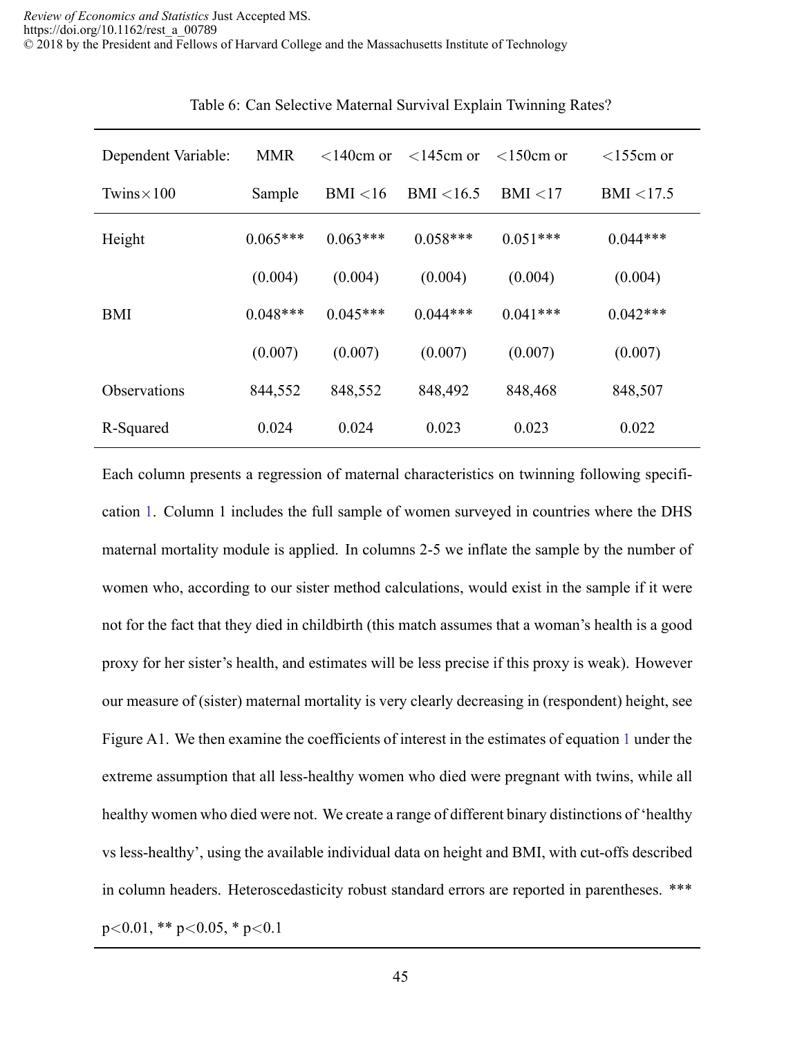Table 6: Can Selective Maternal Survival Explain Twinning Rates?

| Dependent Variable: Twins×100 | MMR Sample | <140cm or BMI <16 | <145cm or BMI <16.5 | <150cm or BMI <17 | <155cm or BMI <17.5 |
|---|---|---|---|---|---|
| Height | 0.065*** | 0.063*** | 0.058*** | 0.051*** | 0.044*** |
| | (0.004) | (0.004) | (0.004) | (0.004) | (0.004) |
| BMI | 0.048*** | 0.045*** | 0.044*** | 0.041*** | 0.042*** |
| | (0.007) | (0.007) | (0.007) | (0.007) | (0.007) |
| Observations | 844,552 | 848,552 | 848,492 | 848,468 | 848,507 |
| R-Squared | 0.024 | 0.024 | 0.023 | 0.023 | 0.022 |

Each column presents a regression of maternal characteristics on twinning following specification 1. Column 1 includes the full sample of women surveyed in countries where the DHS maternal mortality module is applied. In columns 2-5 we inflate the sample by the number of women who, according to our sister method calculations, would exist in the sample if it were not for the fact that they died in childbirth (this match assumes that a woman's health is a good proxy for her sister's health, and estimates will be less precise if this proxy is weak). However our measure of (sister) maternal mortality is very clearly decreasing in (respondent) height, see Figure A1. We then examine the coefficients of interest in the estimates of equation 1 under the extreme assumption that all less-healthy women who died were pregnant with twins, while all healthy women who died were not. We create a range of different binary distinctions of 'healthy vs less-healthy', using the available individual data on height and BMI, with cut-offs described in column headers. Heteroscedasticity robust standard errors are reported in parentheses. *** $p<0.01$, ** $p<0.05$, * $p<0.1$